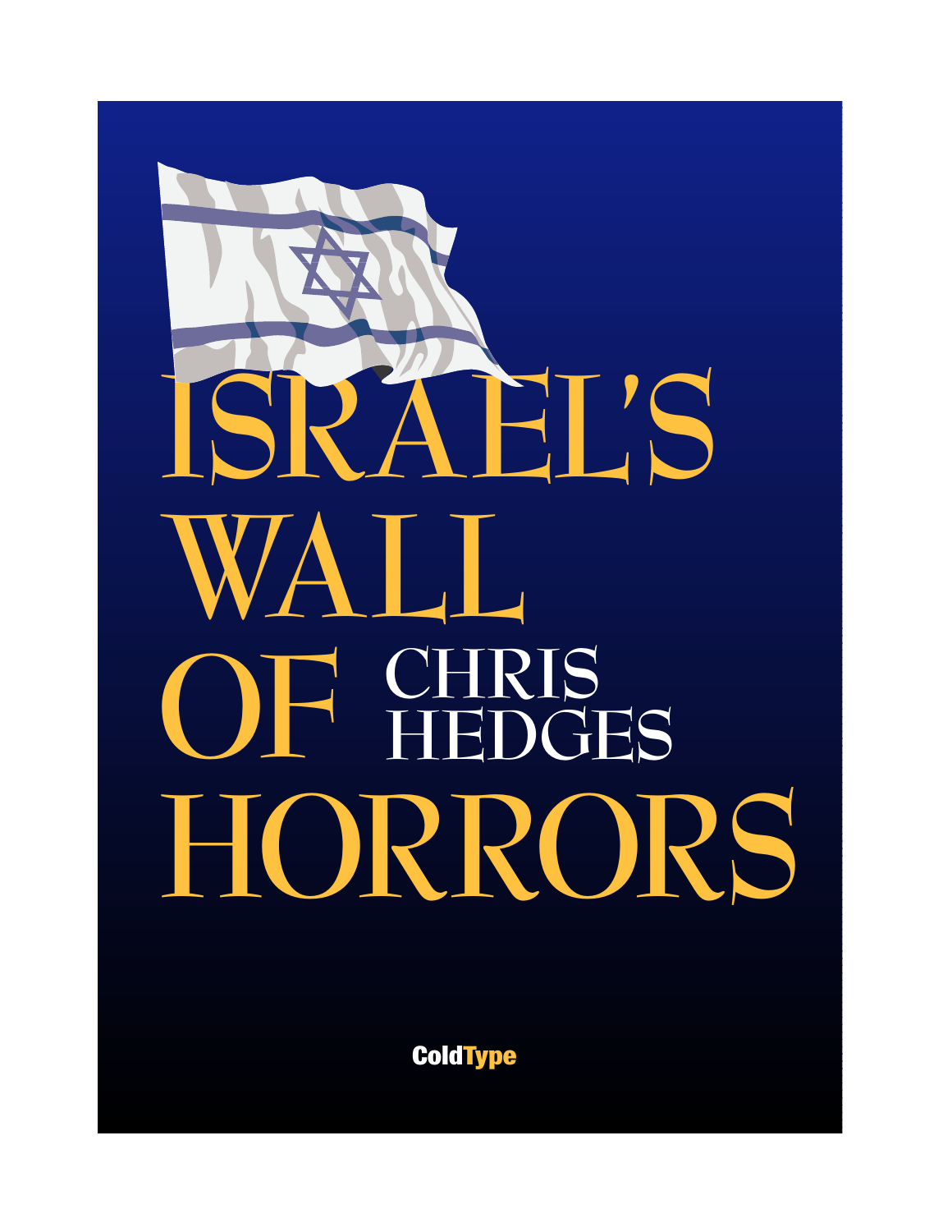# ISRAEL'S WALL OF HORRORS

CHRIS HEDGES

ColdType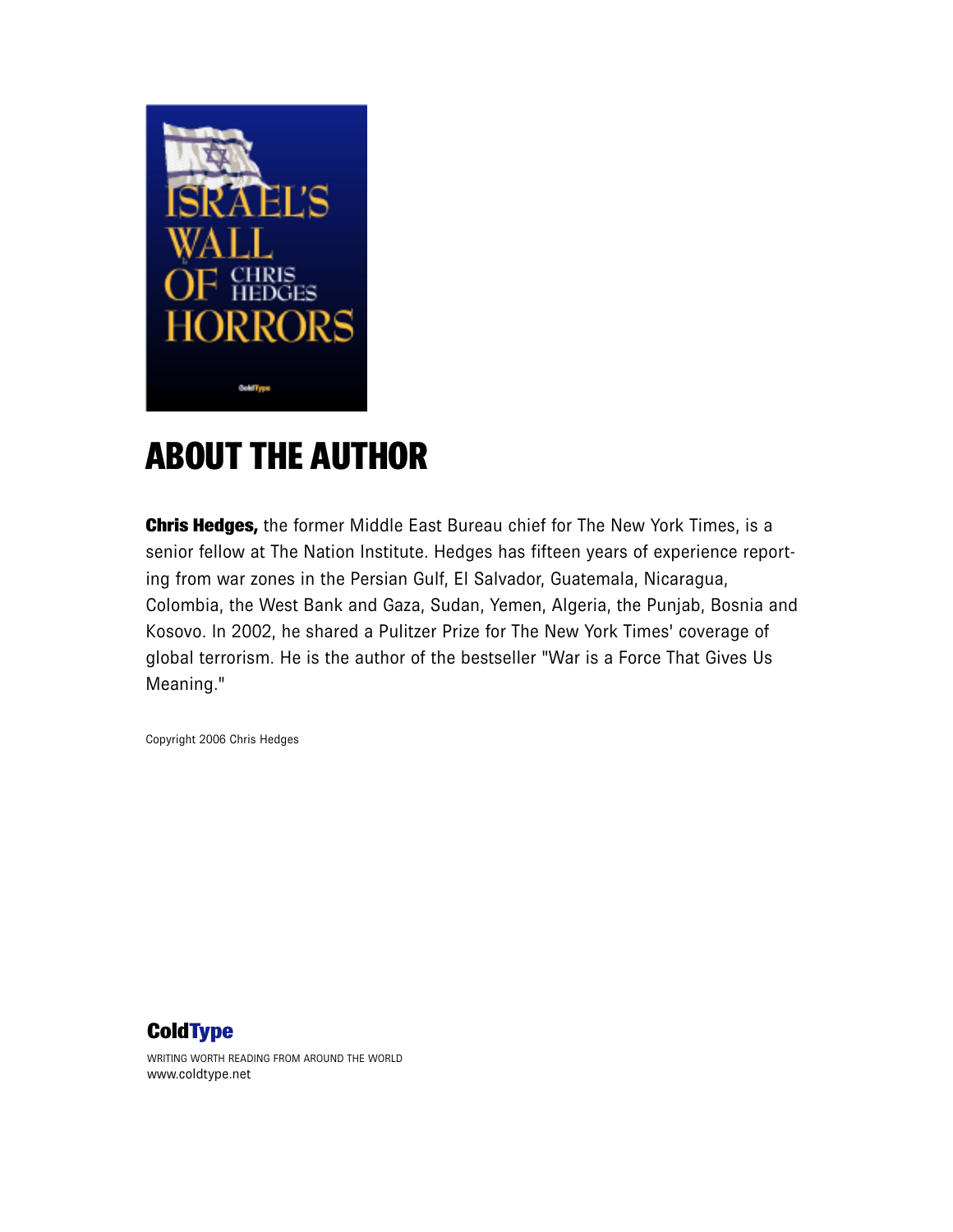## ABOUT THE AUTHOR

**Chris Hedges,** the former Middle East Bureau chief for The New York Times, is a senior fellow at The Nation Institute. Hedges has fifteen years of experience reporting from war zones in the Persian Gulf, El Salvador, Guatemala, Nicaragua, Colombia, the West Bank and Gaza, Sudan, Yemen, Algeria, the Punjab, Bosnia and Kosovo. In 2002, he shared a Pulitzer Prize for The New York Times' coverage of global terrorism. He is the author of the bestseller "War is a Force That Gives Us Meaning."

Copyright 2006 Chris Hedges

**ColdType**

WRITING WORTH READING FROM AROUND THE WORLD
www.coldtype.net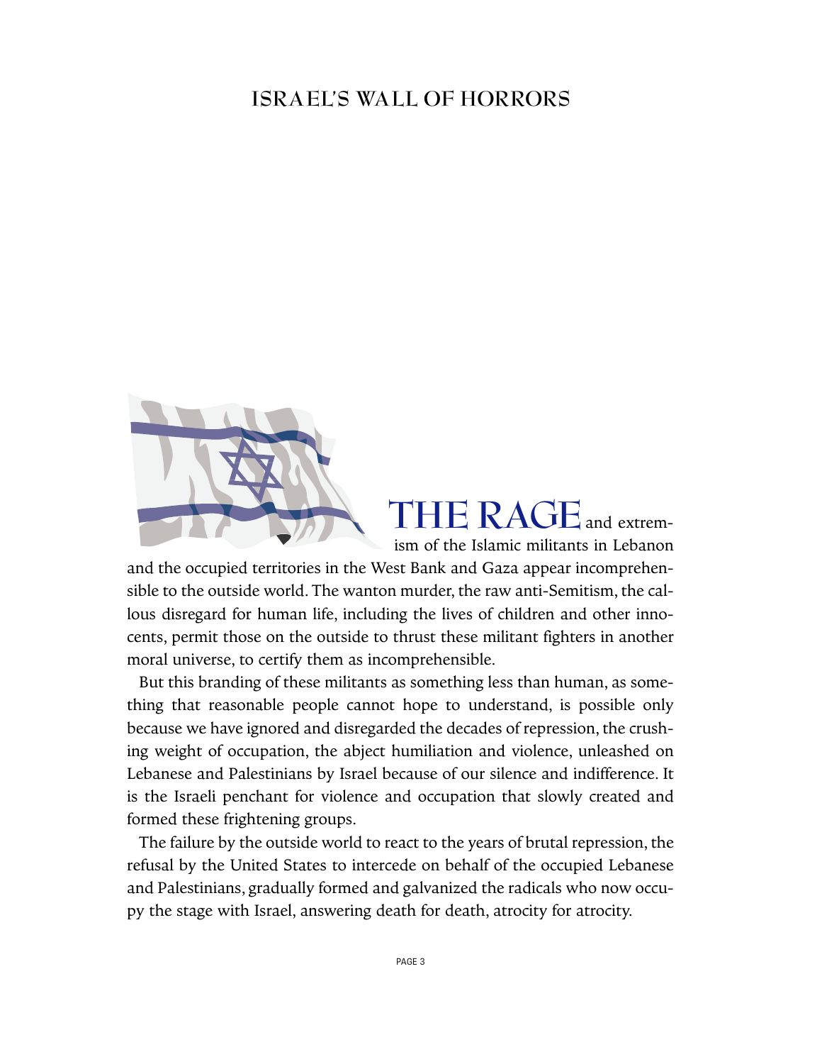# ISRAEL'S WALL OF HORRORS

THE RAGE and extremism of the Islamic militants in Lebanon and the occupied territories in the West Bank and Gaza appear incomprehensible to the outside world. The wanton murder, the raw anti-Semitism, the callous disregard for human life, including the lives of children and other innocents, permit those on the outside to thrust these militant fighters in another moral universe, to certify them as incomprehensible.

But this branding of these militants as something less than human, as something that reasonable people cannot hope to understand, is possible only because we have ignored and disregarded the decades of repression, the crushing weight of occupation, the abject humiliation and violence, unleashed on Lebanese and Palestinians by Israel because of our silence and indifference. It is the Israeli penchant for violence and occupation that slowly created and formed these frightening groups.

The failure by the outside world to react to the years of brutal repression, the refusal by the United States to intercede on behalf of the occupied Lebanese and Palestinians, gradually formed and galvanized the radicals who now occupy the stage with Israel, answering death for death, atrocity for atrocity.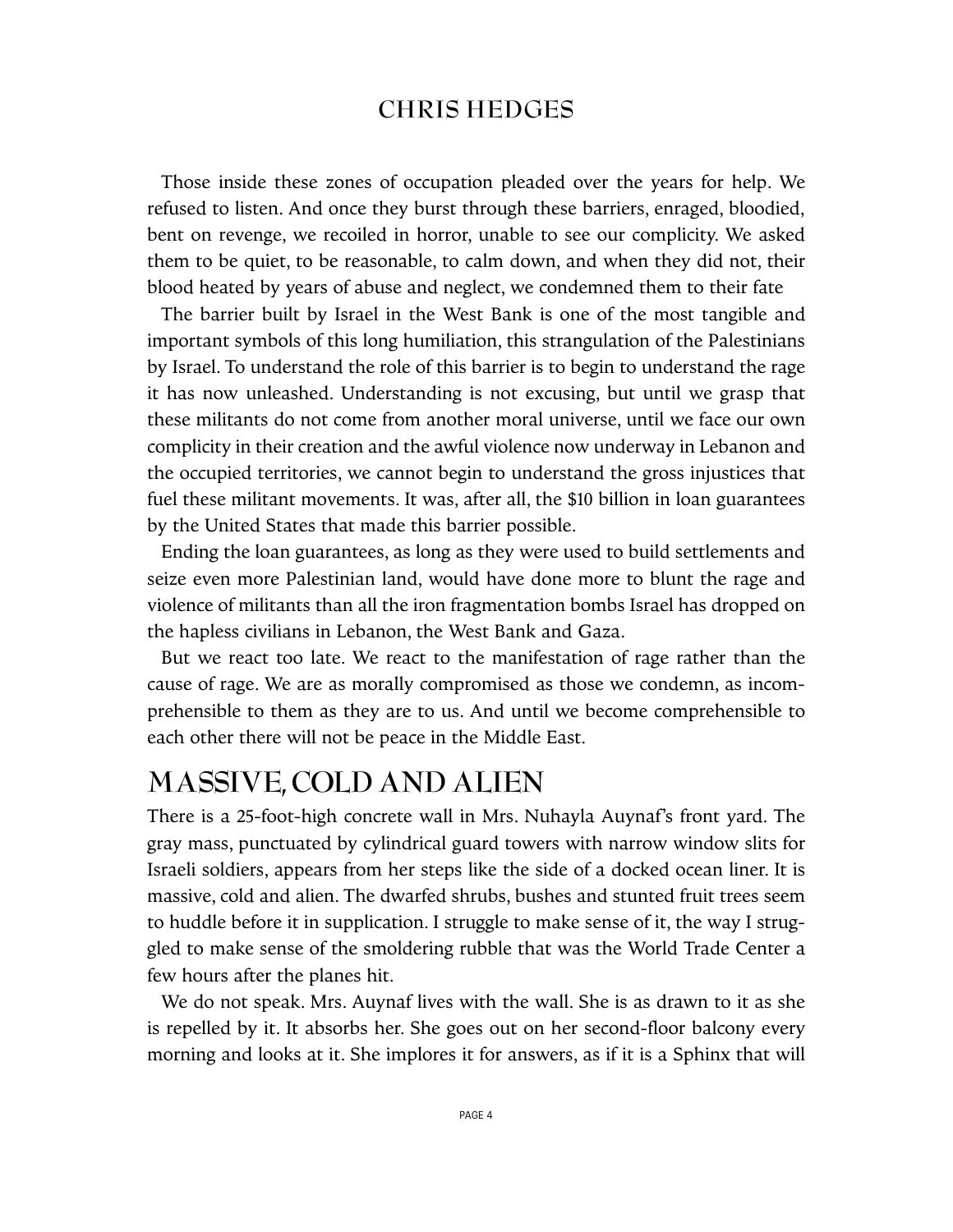Those inside these zones of occupation pleaded over the years for help. We refused to listen. And once they burst through these barriers, enraged, bloodied, bent on revenge, we recoiled in horror, unable to see our complicity. We asked them to be quiet, to be reasonable, to calm down, and when they did not, their blood heated by years of abuse and neglect, we condemned them to their fate

The barrier built by Israel in the West Bank is one of the most tangible and important symbols of this long humiliation, this strangulation of the Palestinians by Israel. To understand the role of this barrier is to begin to understand the rage it has now unleashed. Understanding is not excusing, but until we grasp that these militants do not come from another moral universe, until we face our own complicity in their creation and the awful violence now underway in Lebanon and the occupied territories, we cannot begin to understand the gross injustices that fuel these militant movements. It was, after all, the $10 billion in loan guarantees by the United States that made this barrier possible.

Ending the loan guarantees, as long as they were used to build settlements and seize even more Palestinian land, would have done more to blunt the rage and violence of militants than all the iron fragmentation bombs Israel has dropped on the hapless civilians in Lebanon, the West Bank and Gaza.

But we react too late. We react to the manifestation of rage rather than the cause of rage. We are as morally compromised as those we condemn, as incomprehensible to them as they are to us. And until we become comprehensible to each other there will not be peace in the Middle East.

## MASSIVE, COLD AND ALIEN

There is a 25-foot-high concrete wall in Mrs. Nuhayla Auynaf's front yard. The gray mass, punctuated by cylindrical guard towers with narrow window slits for Israeli soldiers, appears from her steps like the side of a docked ocean liner. It is massive, cold and alien. The dwarfed shrubs, bushes and stunted fruit trees seem to huddle before it in supplication. I struggle to make sense of it, the way I struggled to make sense of the smoldering rubble that was the World Trade Center a few hours after the planes hit.

We do not speak. Mrs. Auynaf lives with the wall. She is as drawn to it as she is repelled by it. It absorbs her. She goes out on her second-floor balcony every morning and looks at it. She implores it for answers, as if it is a Sphinx that will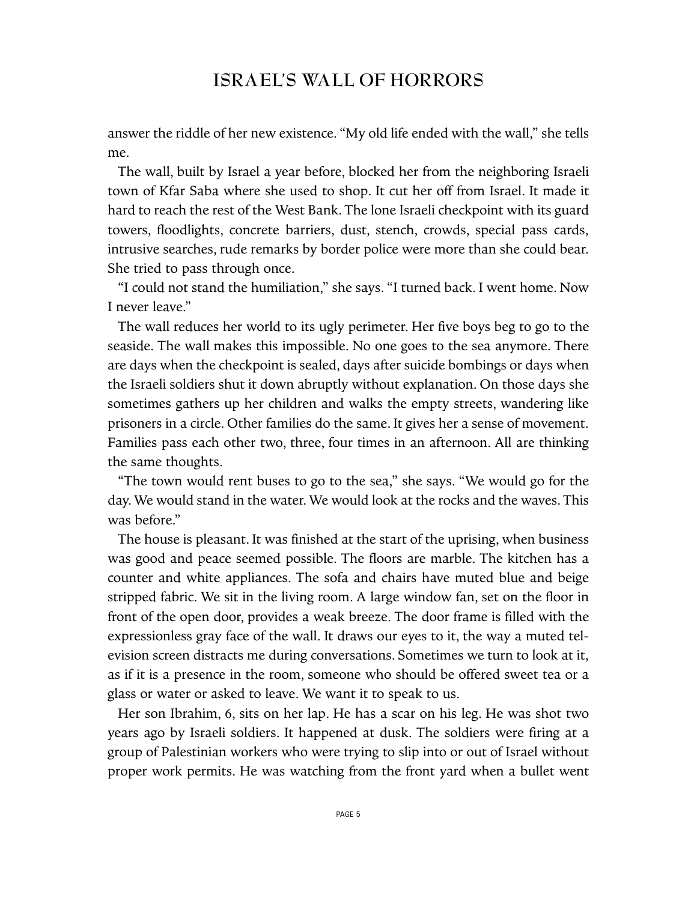answer the riddle of her new existence. “My old life ended with the wall,” she tells me.

The wall, built by Israel a year before, blocked her from the neighboring Israeli town of Kfar Saba where she used to shop. It cut her off from Israel. It made it hard to reach the rest of the West Bank. The lone Israeli checkpoint with its guard towers, floodlights, concrete barriers, dust, stench, crowds, special pass cards, intrusive searches, rude remarks by border police were more than she could bear. She tried to pass through once.

“I could not stand the humiliation,” she says. “I turned back. I went home. Now I never leave.”

The wall reduces her world to its ugly perimeter. Her five boys beg to go to the seaside. The wall makes this impossible. No one goes to the sea anymore. There are days when the checkpoint is sealed, days after suicide bombings or days when the Israeli soldiers shut it down abruptly without explanation. On those days she sometimes gathers up her children and walks the empty streets, wandering like prisoners in a circle. Other families do the same. It gives her a sense of movement. Families pass each other two, three, four times in an afternoon. All are thinking the same thoughts.

“The town would rent buses to go to the sea,” she says. “We would go for the day. We would stand in the water. We would look at the rocks and the waves. This was before.”

The house is pleasant. It was finished at the start of the uprising, when business was good and peace seemed possible. The floors are marble. The kitchen has a counter and white appliances. The sofa and chairs have muted blue and beige stripped fabric. We sit in the living room. A large window fan, set on the floor in front of the open door, provides a weak breeze. The door frame is filled with the expressionless gray face of the wall. It draws our eyes to it, the way a muted television screen distracts me during conversations. Sometimes we turn to look at it, as if it is a presence in the room, someone who should be offered sweet tea or a glass or water or asked to leave. We want it to speak to us.

Her son Ibrahim, 6, sits on her lap. He has a scar on his leg. He was shot two years ago by Israeli soldiers. It happened at dusk. The soldiers were firing at a group of Palestinian workers who were trying to slip into or out of Israel without proper work permits. He was watching from the front yard when a bullet went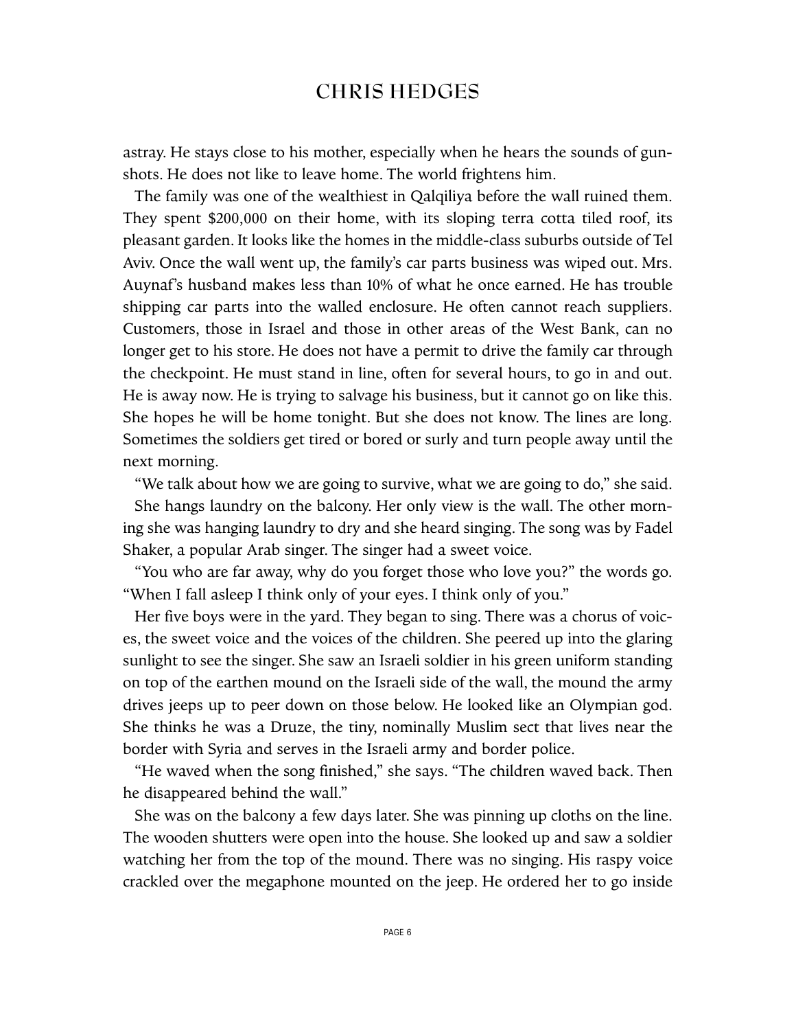astray. He stays close to his mother, especially when he hears the sounds of gunshots. He does not like to leave home. The world frightens him.

The family was one of the wealthiest in Qalqiliya before the wall ruined them. They spent $200,000 on their home, with its sloping terra cotta tiled roof, its pleasant garden. It looks like the homes in the middle-class suburbs outside of Tel Aviv. Once the wall went up, the family's car parts business was wiped out. Mrs. Auynaf's husband makes less than 10% of what he once earned. He has trouble shipping car parts into the walled enclosure. He often cannot reach suppliers. Customers, those in Israel and those in other areas of the West Bank, can no longer get to his store. He does not have a permit to drive the family car through the checkpoint. He must stand in line, often for several hours, to go in and out. He is away now. He is trying to salvage his business, but it cannot go on like this. She hopes he will be home tonight. But she does not know. The lines are long. Sometimes the soldiers get tired or bored or surly and turn people away until the next morning.

"We talk about how we are going to survive, what we are going to do," she said.

She hangs laundry on the balcony. Her only view is the wall. The other morning she was hanging laundry to dry and she heard singing. The song was by Fadel Shaker, a popular Arab singer. The singer had a sweet voice.

"You who are far away, why do you forget those who love you?" the words go. "When I fall asleep I think only of your eyes. I think only of you."

Her five boys were in the yard. They began to sing. There was a chorus of voices, the sweet voice and the voices of the children. She peered up into the glaring sunlight to see the singer. She saw an Israeli soldier in his green uniform standing on top of the earthen mound on the Israeli side of the wall, the mound the army drives jeeps up to peer down on those below. He looked like an Olympian god. She thinks he was a Druze, the tiny, nominally Muslim sect that lives near the border with Syria and serves in the Israeli army and border police.

"He waved when the song finished," she says. "The children waved back. Then he disappeared behind the wall."

She was on the balcony a few days later. She was pinning up cloths on the line. The wooden shutters were open into the house. She looked up and saw a soldier watching her from the top of the mound. There was no singing. His raspy voice crackled over the megaphone mounted on the jeep. He ordered her to go inside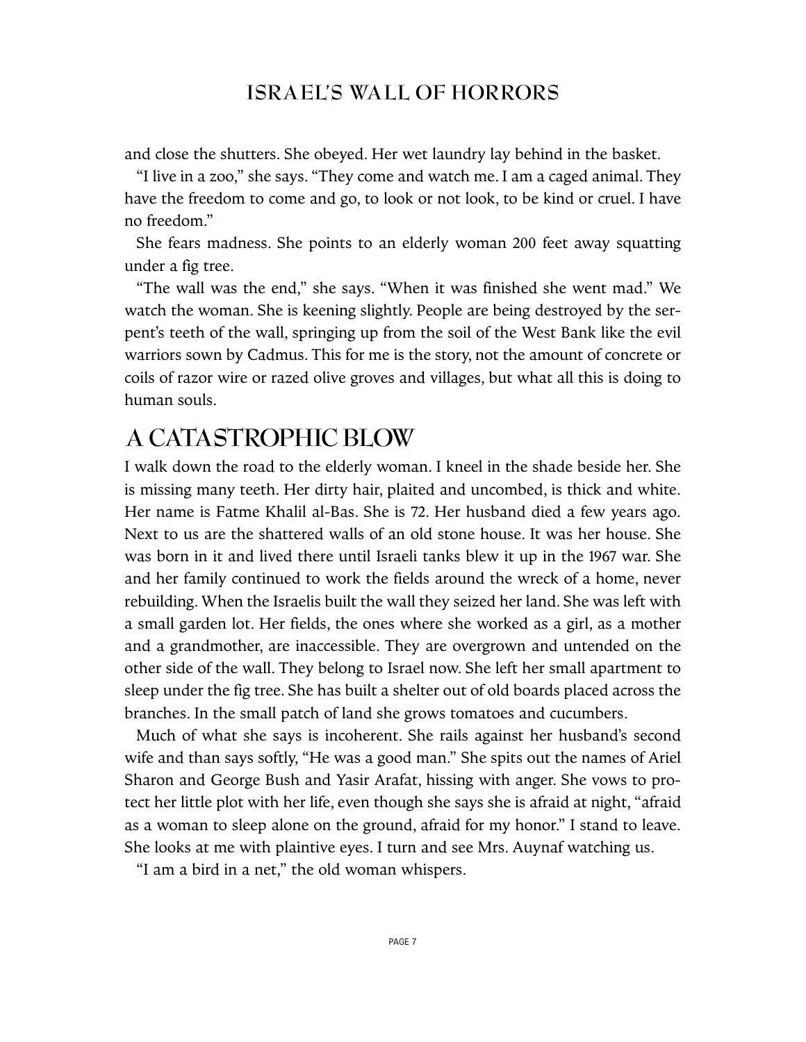and close the shutters. She obeyed. Her wet laundry lay behind in the basket.

"I live in a zoo," she says. "They come and watch me. I am a caged animal. They have the freedom to come and go, to look or not look, to be kind or cruel. I have no freedom."

She fears madness. She points to an elderly woman 200 feet away squatting under a fig tree.

"The wall was the end," she says. "When it was finished she went mad." We watch the woman. She is keening slightly. People are being destroyed by the serpent's teeth of the wall, springing up from the soil of the West Bank like the evil warriors sown by Cadmus. This for me is the story, not the amount of concrete or coils of razor wire or razed olive groves and villages, but what all this is doing to human souls.

## A CATASTROPHIC BLOW

I walk down the road to the elderly woman. I kneel in the shade beside her. She is missing many teeth. Her dirty hair, plaited and uncombed, is thick and white. Her name is Fatme Khalil al-Bas. She is 72. Her husband died a few years ago. Next to us are the shattered walls of an old stone house. It was her house. She was born in it and lived there until Israeli tanks blew it up in the 1967 war. She and her family continued to work the fields around the wreck of a home, never rebuilding. When the Israelis built the wall they seized her land. She was left with a small garden lot. Her fields, the ones where she worked as a girl, as a mother and a grandmother, are inaccessible. They are overgrown and untended on the other side of the wall. They belong to Israel now. She left her small apartment to sleep under the fig tree. She has built a shelter out of old boards placed across the branches. In the small patch of land she grows tomatoes and cucumbers.

Much of what she says is incoherent. She rails against her husband's second wife and than says softly, "He was a good man." She spits out the names of Ariel Sharon and George Bush and Yasir Arafat, hissing with anger. She vows to protect her little plot with her life, even though she says she is afraid at night, "afraid as a woman to sleep alone on the ground, afraid for my honor." I stand to leave. She looks at me with plaintive eyes. I turn and see Mrs. Auynaf watching us.

"I am a bird in a net," the old woman whispers.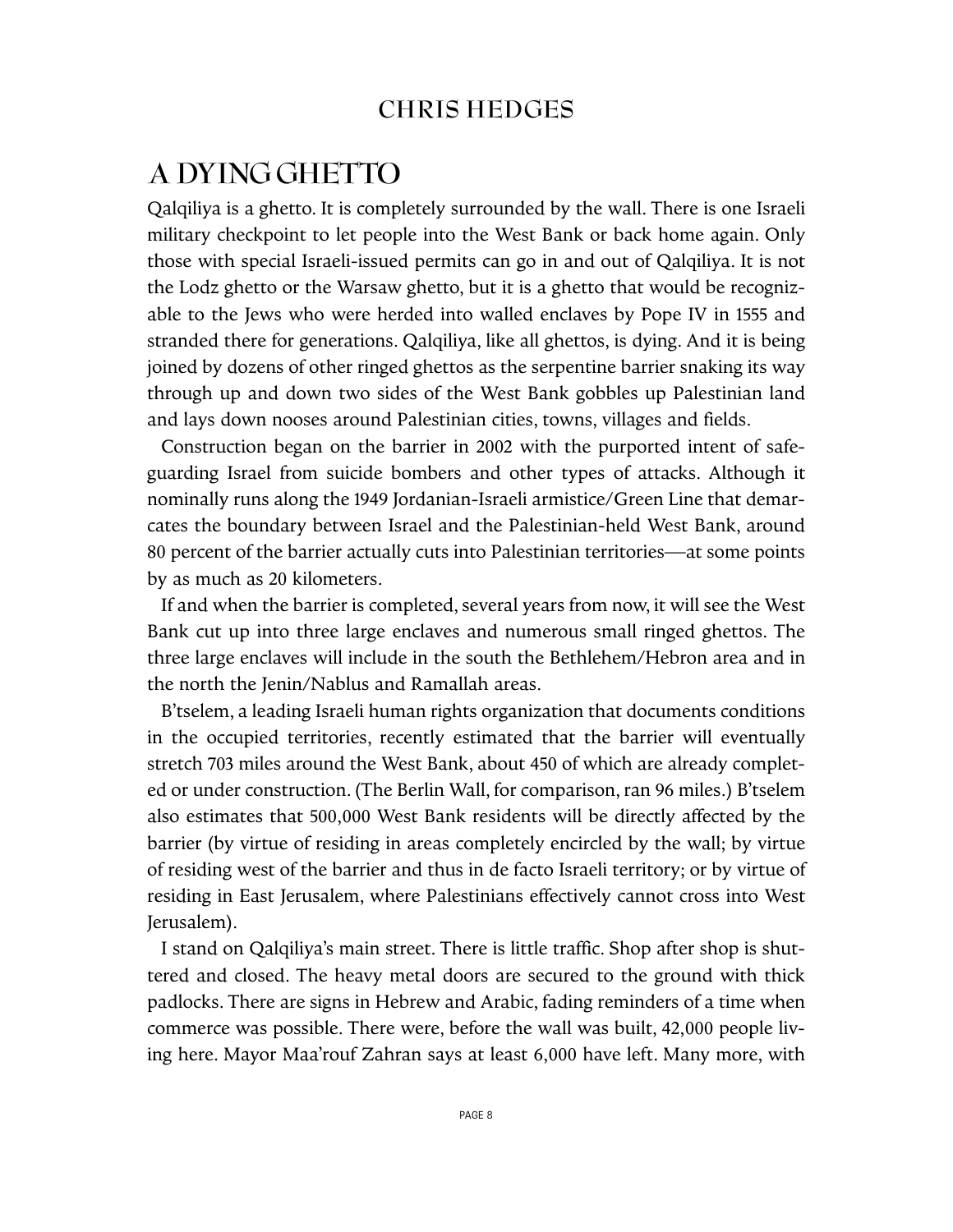## CHRIS HEDGES

# A DYING GHETTO

Qalqiliya is a ghetto. It is completely surrounded by the wall. There is one Israeli military checkpoint to let people into the West Bank or back home again. Only those with special Israeli-issued permits can go in and out of Qalqiliya. It is not the Lodz ghetto or the Warsaw ghetto, but it is a ghetto that would be recognizable to the Jews who were herded into walled enclaves by Pope IV in 1555 and stranded there for generations. Qalqiliya, like all ghettos, is dying. And it is being joined by dozens of other ringed ghettos as the serpentine barrier snaking its way through up and down two sides of the West Bank gobbles up Palestinian land and lays down nooses around Palestinian cities, towns, villages and fields.

Construction began on the barrier in 2002 with the purported intent of safeguarding Israel from suicide bombers and other types of attacks. Although it nominally runs along the 1949 Jordanian-Israeli armistice/Green Line that demarcates the boundary between Israel and the Palestinian-held West Bank, around 80 percent of the barrier actually cuts into Palestinian territories—at some points by as much as 20 kilometers.

If and when the barrier is completed, several years from now, it will see the West Bank cut up into three large enclaves and numerous small ringed ghettos. The three large enclaves will include in the south the Bethlehem/Hebron area and in the north the Jenin/Nablus and Ramallah areas.

B'tselem, a leading Israeli human rights organization that documents conditions in the occupied territories, recently estimated that the barrier will eventually stretch 703 miles around the West Bank, about 450 of which are already completed or under construction. (The Berlin Wall, for comparison, ran 96 miles.) B'tselem also estimates that 500,000 West Bank residents will be directly affected by the barrier (by virtue of residing in areas completely encircled by the wall; by virtue of residing west of the barrier and thus in de facto Israeli territory; or by virtue of residing in East Jerusalem, where Palestinians effectively cannot cross into West Jerusalem).

I stand on Qalqiliya's main street. There is little traffic. Shop after shop is shuttered and closed. The heavy metal doors are secured to the ground with thick padlocks. There are signs in Hebrew and Arabic, fading reminders of a time when commerce was possible. There were, before the wall was built, 42,000 people living here. Mayor Maa'rouf Zahran says at least 6,000 have left. Many more, with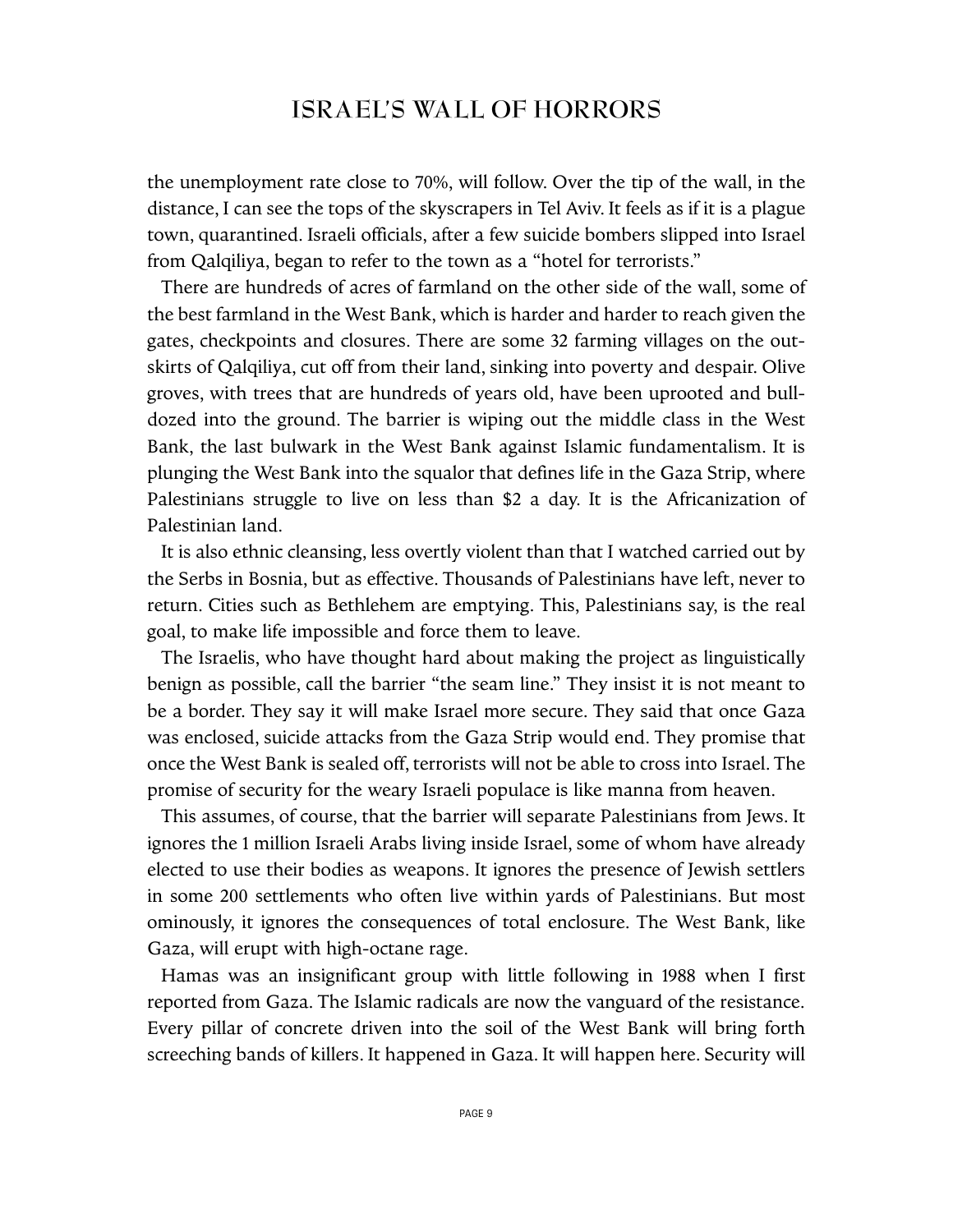the unemployment rate close to 70%, will follow. Over the tip of the wall, in the distance, I can see the tops of the skyscrapers in Tel Aviv. It feels as if it is a plague town, quarantined. Israeli officials, after a few suicide bombers slipped into Israel from Qalqiliya, began to refer to the town as a "hotel for terrorists."

There are hundreds of acres of farmland on the other side of the wall, some of the best farmland in the West Bank, which is harder and harder to reach given the gates, checkpoints and closures. There are some 32 farming villages on the outskirts of Qalqiliya, cut off from their land, sinking into poverty and despair. Olive groves, with trees that are hundreds of years old, have been uprooted and bulldozed into the ground. The barrier is wiping out the middle class in the West Bank, the last bulwark in the West Bank against Islamic fundamentalism. It is plunging the West Bank into the squalor that defines life in the Gaza Strip, where Palestinians struggle to live on less than $2 a day. It is the Africanization of Palestinian land.

It is also ethnic cleansing, less overtly violent than that I watched carried out by the Serbs in Bosnia, but as effective. Thousands of Palestinians have left, never to return. Cities such as Bethlehem are emptying. This, Palestinians say, is the real goal, to make life impossible and force them to leave.

The Israelis, who have thought hard about making the project as linguistically benign as possible, call the barrier "the seam line." They insist it is not meant to be a border. They say it will make Israel more secure. They said that once Gaza was enclosed, suicide attacks from the Gaza Strip would end. They promise that once the West Bank is sealed off, terrorists will not be able to cross into Israel. The promise of security for the weary Israeli populace is like manna from heaven.

This assumes, of course, that the barrier will separate Palestinians from Jews. It ignores the 1 million Israeli Arabs living inside Israel, some of whom have already elected to use their bodies as weapons. It ignores the presence of Jewish settlers in some 200 settlements who often live within yards of Palestinians. But most ominously, it ignores the consequences of total enclosure. The West Bank, like Gaza, will erupt with high-octane rage.

Hamas was an insignificant group with little following in 1988 when I first reported from Gaza. The Islamic radicals are now the vanguard of the resistance. Every pillar of concrete driven into the soil of the West Bank will bring forth screeching bands of killers. It happened in Gaza. It will happen here. Security will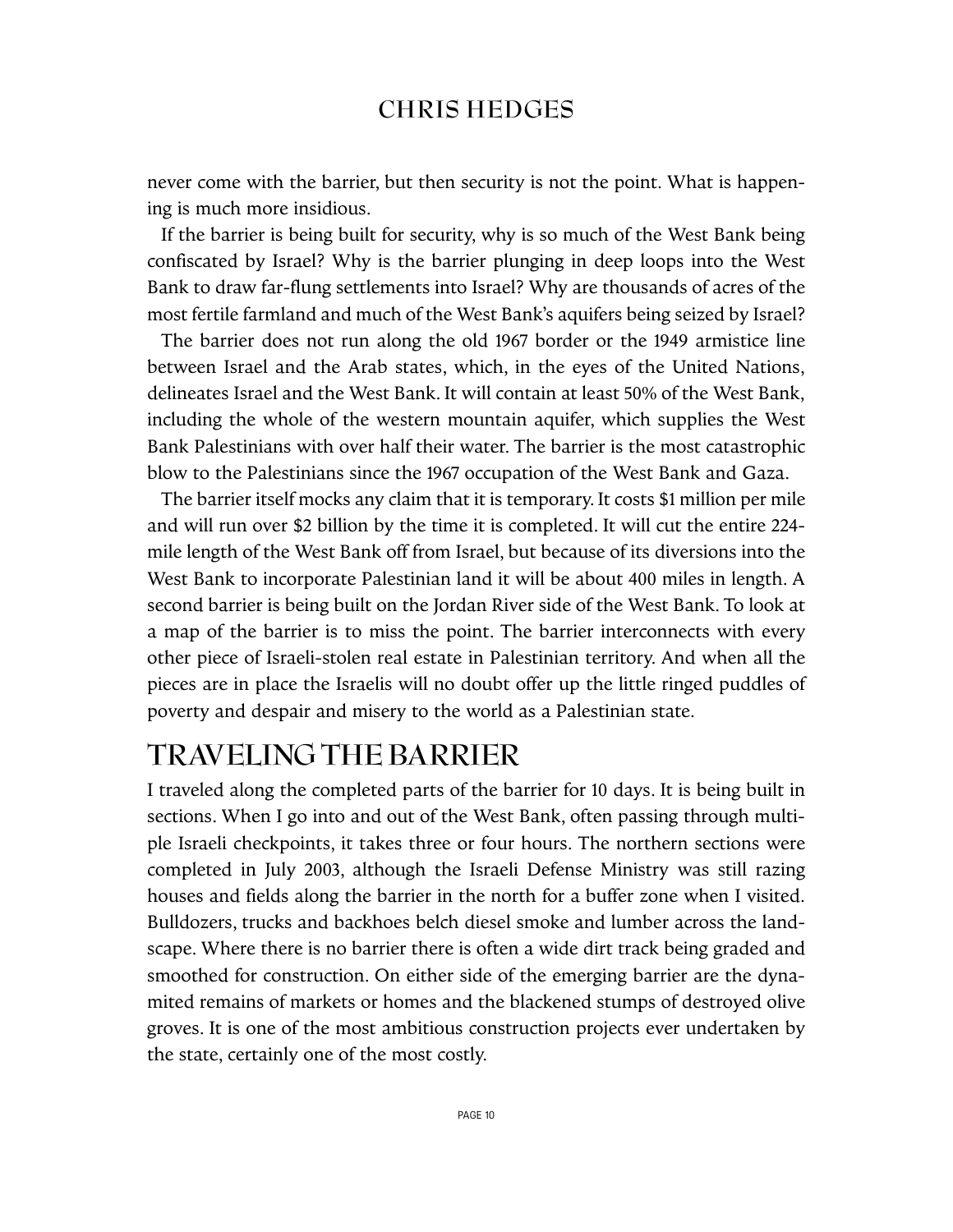never come with the barrier, but then security is not the point. What is happening is much more insidious.

If the barrier is being built for security, why is so much of the West Bank being confiscated by Israel? Why is the barrier plunging in deep loops into the West Bank to draw far-flung settlements into Israel? Why are thousands of acres of the most fertile farmland and much of the West Bank's aquifers being seized by Israel?

The barrier does not run along the old 1967 border or the 1949 armistice line between Israel and the Arab states, which, in the eyes of the United Nations, delineates Israel and the West Bank. It will contain at least 50% of the West Bank, including the whole of the western mountain aquifer, which supplies the West Bank Palestinians with over half their water. The barrier is the most catastrophic blow to the Palestinians since the 1967 occupation of the West Bank and Gaza.

The barrier itself mocks any claim that it is temporary. It costs $1 million per mile and will run over $2 billion by the time it is completed. It will cut the entire 224-mile length of the West Bank off from Israel, but because of its diversions into the West Bank to incorporate Palestinian land it will be about 400 miles in length. A second barrier is being built on the Jordan River side of the West Bank. To look at a map of the barrier is to miss the point. The barrier interconnects with every other piece of Israeli-stolen real estate in Palestinian territory. And when all the pieces are in place the Israelis will no doubt offer up the little ringed puddles of poverty and despair and misery to the world as a Palestinian state.

## TRAVELING THE BARRIER

I traveled along the completed parts of the barrier for 10 days. It is being built in sections. When I go into and out of the West Bank, often passing through multiple Israeli checkpoints, it takes three or four hours. The northern sections were completed in July 2003, although the Israeli Defense Ministry was still razing houses and fields along the barrier in the north for a buffer zone when I visited. Bulldozers, trucks and backhoes belch diesel smoke and lumber across the landscape. Where there is no barrier there is often a wide dirt track being graded and smoothed for construction. On either side of the emerging barrier are the dynamited remains of markets or homes and the blackened stumps of destroyed olive groves. It is one of the most ambitious construction projects ever undertaken by the state, certainly one of the most costly.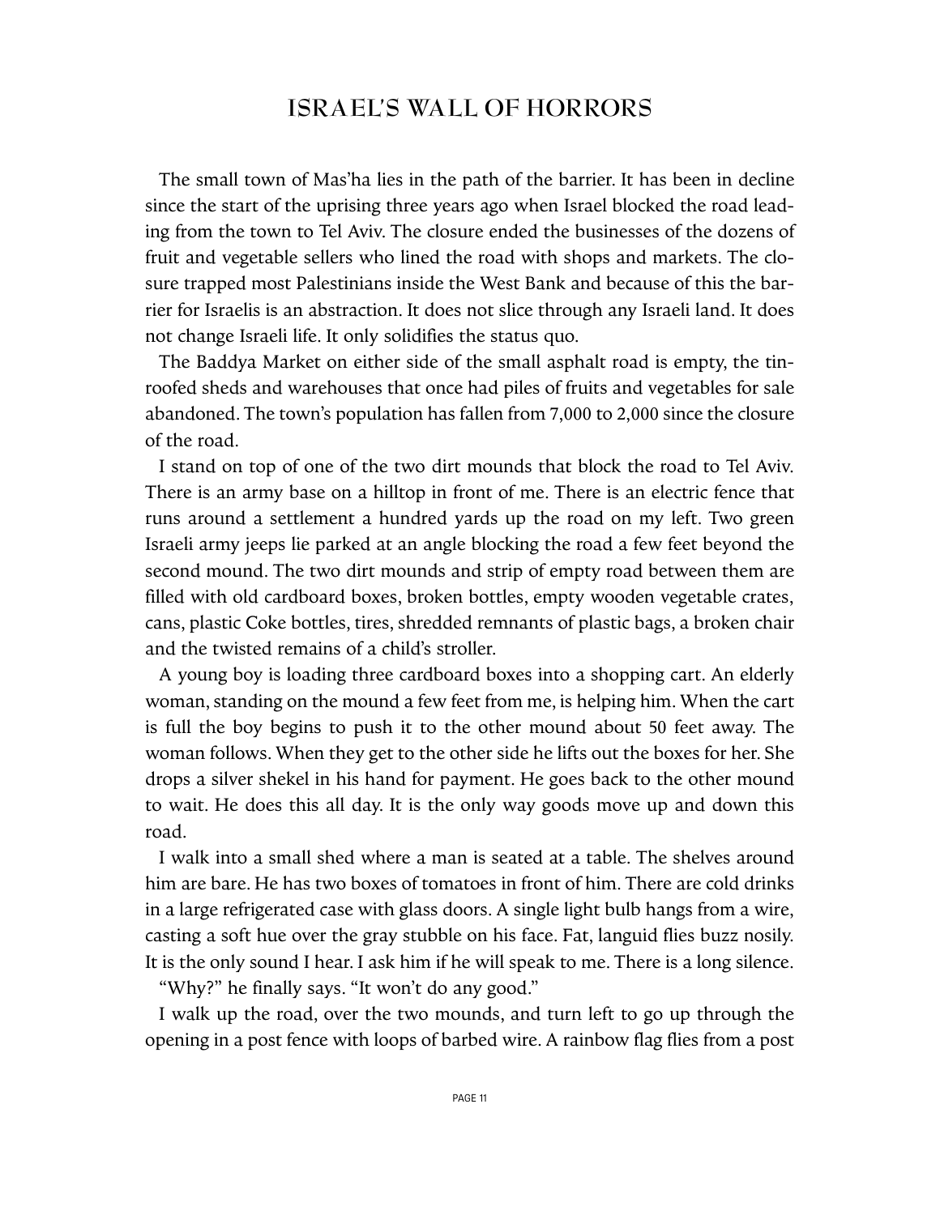The small town of Mas'ha lies in the path of the barrier. It has been in decline since the start of the uprising three years ago when Israel blocked the road leading from the town to Tel Aviv. The closure ended the businesses of the dozens of fruit and vegetable sellers who lined the road with shops and markets. The closure trapped most Palestinians inside the West Bank and because of this the barrier for Israelis is an abstraction. It does not slice through any Israeli land. It does not change Israeli life. It only solidifies the status quo.

The Baddya Market on either side of the small asphalt road is empty, the tin-roofed sheds and warehouses that once had piles of fruits and vegetables for sale abandoned. The town's population has fallen from 7,000 to 2,000 since the closure of the road.

I stand on top of one of the two dirt mounds that block the road to Tel Aviv. There is an army base on a hilltop in front of me. There is an electric fence that runs around a settlement a hundred yards up the road on my left. Two green Israeli army jeeps lie parked at an angle blocking the road a few feet beyond the second mound. The two dirt mounds and strip of empty road between them are filled with old cardboard boxes, broken bottles, empty wooden vegetable crates, cans, plastic Coke bottles, tires, shredded remnants of plastic bags, a broken chair and the twisted remains of a child's stroller.

A young boy is loading three cardboard boxes into a shopping cart. An elderly woman, standing on the mound a few feet from me, is helping him. When the cart is full the boy begins to push it to the other mound about 50 feet away. The woman follows. When they get to the other side he lifts out the boxes for her. She drops a silver shekel in his hand for payment. He goes back to the other mound to wait. He does this all day. It is the only way goods move up and down this road.

I walk into a small shed where a man is seated at a table. The shelves around him are bare. He has two boxes of tomatoes in front of him. There are cold drinks in a large refrigerated case with glass doors. A single light bulb hangs from a wire, casting a soft hue over the gray stubble on his face. Fat, languid flies buzz nosily. It is the only sound I hear. I ask him if he will speak to me. There is a long silence.

"Why?" he finally says. "It won't do any good."

I walk up the road, over the two mounds, and turn left to go up through the opening in a post fence with loops of barbed wire. A rainbow flag flies from a post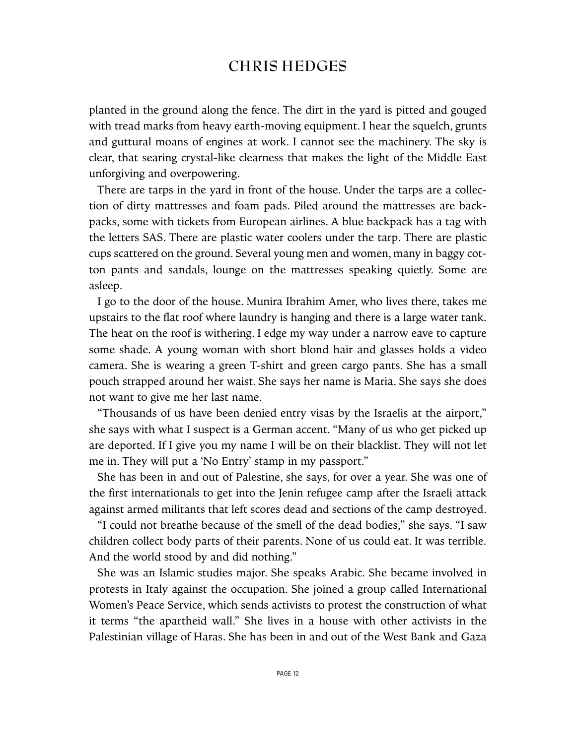planted in the ground along the fence. The dirt in the yard is pitted and gouged with tread marks from heavy earth-moving equipment. I hear the squelch, grunts and guttural moans of engines at work. I cannot see the machinery. The sky is clear, that searing crystal-like clearness that makes the light of the Middle East unforgiving and overpowering.

There are tarps in the yard in front of the house. Under the tarps are a collection of dirty mattresses and foam pads. Piled around the mattresses are backpacks, some with tickets from European airlines. A blue backpack has a tag with the letters SAS. There are plastic water coolers under the tarp. There are plastic cups scattered on the ground. Several young men and women, many in baggy cotton pants and sandals, lounge on the mattresses speaking quietly. Some are asleep.

I go to the door of the house. Munira Ibrahim Amer, who lives there, takes me upstairs to the flat roof where laundry is hanging and there is a large water tank. The heat on the roof is withering. I edge my way under a narrow eave to capture some shade. A young woman with short blond hair and glasses holds a video camera. She is wearing a green T-shirt and green cargo pants. She has a small pouch strapped around her waist. She says her name is Maria. She says she does not want to give me her last name.

"Thousands of us have been denied entry visas by the Israelis at the airport," she says with what I suspect is a German accent. "Many of us who get picked up are deported. If I give you my name I will be on their blacklist. They will not let me in. They will put a 'No Entry' stamp in my passport."

She has been in and out of Palestine, she says, for over a year. She was one of the first internationals to get into the Jenin refugee camp after the Israeli attack against armed militants that left scores dead and sections of the camp destroyed.

"I could not breathe because of the smell of the dead bodies," she says. "I saw children collect body parts of their parents. None of us could eat. It was terrible. And the world stood by and did nothing."

She was an Islamic studies major. She speaks Arabic. She became involved in protests in Italy against the occupation. She joined a group called International Women's Peace Service, which sends activists to protest the construction of what it terms "the apartheid wall." She lives in a house with other activists in the Palestinian village of Haras. She has been in and out of the West Bank and Gaza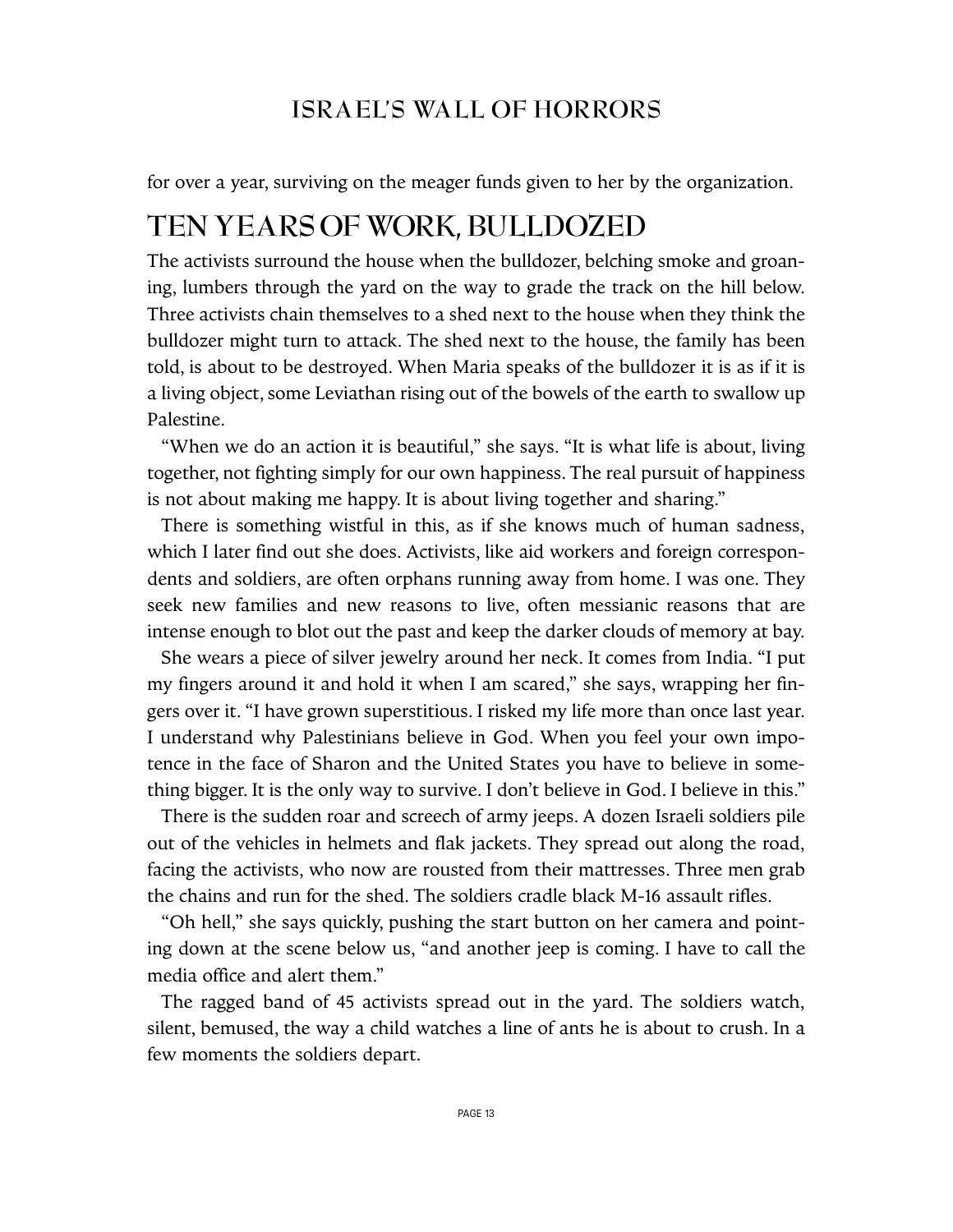for over a year, surviving on the meager funds given to her by the organization.

## TEN YEARS OF WORK, BULLDOZED

The activists surround the house when the bulldozer, belching smoke and groaning, lumbers through the yard on the way to grade the track on the hill below. Three activists chain themselves to a shed next to the house when they think the bulldozer might turn to attack. The shed next to the house, the family has been told, is about to be destroyed. When Maria speaks of the bulldozer it is as if it is a living object, some Leviathan rising out of the bowels of the earth to swallow up Palestine.

"When we do an action it is beautiful," she says. "It is what life is about, living together, not fighting simply for our own happiness. The real pursuit of happiness is not about making me happy. It is about living together and sharing."

There is something wistful in this, as if she knows much of human sadness, which I later find out she does. Activists, like aid workers and foreign correspondents and soldiers, are often orphans running away from home. I was one. They seek new families and new reasons to live, often messianic reasons that are intense enough to blot out the past and keep the darker clouds of memory at bay.

She wears a piece of silver jewelry around her neck. It comes from India. "I put my fingers around it and hold it when I am scared," she says, wrapping her fingers over it. "I have grown superstitious. I risked my life more than once last year. I understand why Palestinians believe in God. When you feel your own impotence in the face of Sharon and the United States you have to believe in something bigger. It is the only way to survive. I don't believe in God. I believe in this."

There is the sudden roar and screech of army jeeps. A dozen Israeli soldiers pile out of the vehicles in helmets and flak jackets. They spread out along the road, facing the activists, who now are rousted from their mattresses. Three men grab the chains and run for the shed. The soldiers cradle black M-16 assault rifles.

"Oh hell," she says quickly, pushing the start button on her camera and pointing down at the scene below us, "and another jeep is coming. I have to call the media office and alert them."

The ragged band of 45 activists spread out in the yard. The soldiers watch, silent, bemused, the way a child watches a line of ants he is about to crush. In a few moments the soldiers depart.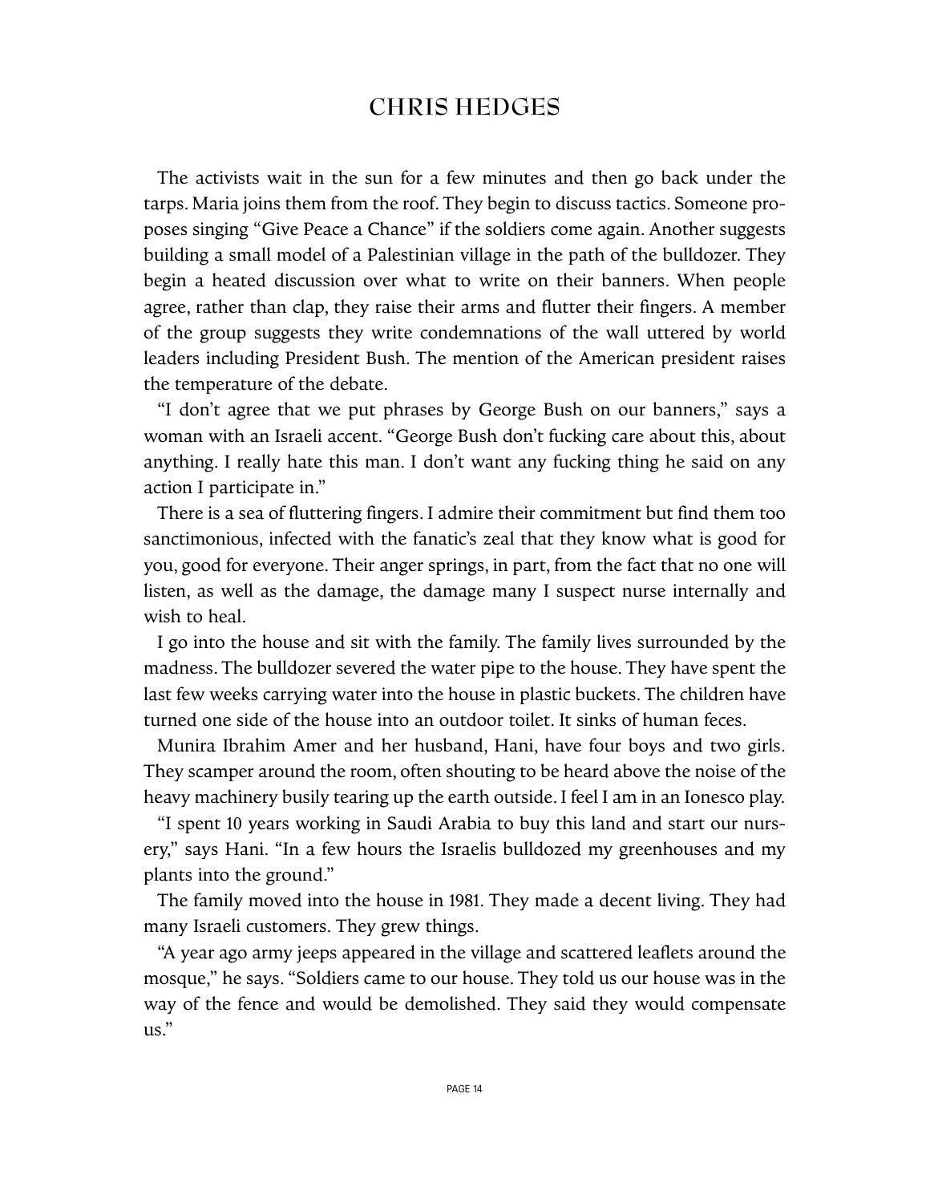The activists wait in the sun for a few minutes and then go back under the tarps. Maria joins them from the roof. They begin to discuss tactics. Someone proposes singing "Give Peace a Chance" if the soldiers come again. Another suggests building a small model of a Palestinian village in the path of the bulldozer. They begin a heated discussion over what to write on their banners. When people agree, rather than clap, they raise their arms and flutter their fingers. A member of the group suggests they write condemnations of the wall uttered by world leaders including President Bush. The mention of the American president raises the temperature of the debate.

"I don't agree that we put phrases by George Bush on our banners," says a woman with an Israeli accent. "George Bush don't fucking care about this, about anything. I really hate this man. I don't want any fucking thing he said on any action I participate in."

There is a sea of fluttering fingers. I admire their commitment but find them too sanctimonious, infected with the fanatic's zeal that they know what is good for you, good for everyone. Their anger springs, in part, from the fact that no one will listen, as well as the damage, the damage many I suspect nurse internally and wish to heal.

I go into the house and sit with the family. The family lives surrounded by the madness. The bulldozer severed the water pipe to the house. They have spent the last few weeks carrying water into the house in plastic buckets. The children have turned one side of the house into an outdoor toilet. It sinks of human feces.

Munira Ibrahim Amer and her husband, Hani, have four boys and two girls. They scamper around the room, often shouting to be heard above the noise of the heavy machinery busily tearing up the earth outside. I feel I am in an Ionesco play.

"I spent 10 years working in Saudi Arabia to buy this land and start our nursery," says Hani. "In a few hours the Israelis bulldozed my greenhouses and my plants into the ground."

The family moved into the house in 1981. They made a decent living. They had many Israeli customers. They grew things.

"A year ago army jeeps appeared in the village and scattered leaflets around the mosque," he says. "Soldiers came to our house. They told us our house was in the way of the fence and would be demolished. They said they would compensate us."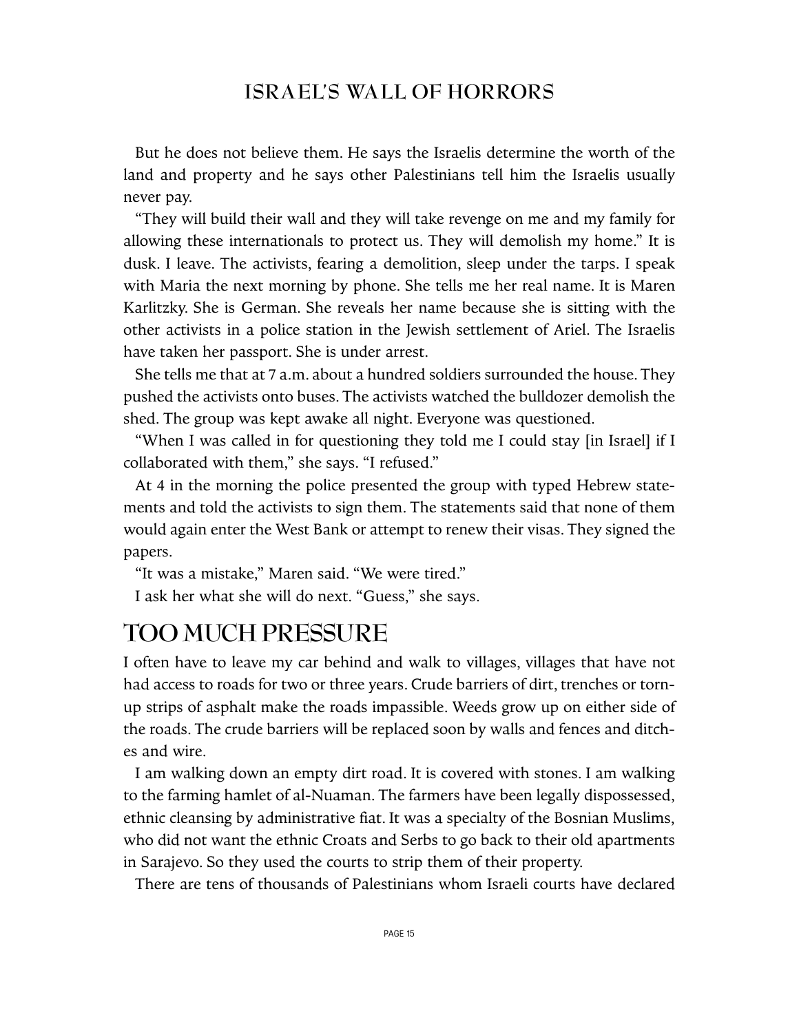But he does not believe them. He says the Israelis determine the worth of the land and property and he says other Palestinians tell him the Israelis usually never pay.

"They will build their wall and they will take revenge on me and my family for allowing these internationals to protect us. They will demolish my home." It is dusk. I leave. The activists, fearing a demolition, sleep under the tarps. I speak with Maria the next morning by phone. She tells me her real name. It is Maren Karlitzky. She is German. She reveals her name because she is sitting with the other activists in a police station in the Jewish settlement of Ariel. The Israelis have taken her passport. She is under arrest.

She tells me that at 7 a.m. about a hundred soldiers surrounded the house. They pushed the activists onto buses. The activists watched the bulldozer demolish the shed. The group was kept awake all night. Everyone was questioned.

"When I was called in for questioning they told me I could stay [in Israel] if I collaborated with them," she says. "I refused."

At 4 in the morning the police presented the group with typed Hebrew statements and told the activists to sign them. The statements said that none of them would again enter the West Bank or attempt to renew their visas. They signed the papers.

"It was a mistake," Maren said. "We were tired."

I ask her what she will do next. "Guess," she says.

## TOO MUCH PRESSURE

I often have to leave my car behind and walk to villages, villages that have not had access to roads for two or three years. Crude barriers of dirt, trenches or torn-up strips of asphalt make the roads impassible. Weeds grow up on either side of the roads. The crude barriers will be replaced soon by walls and fences and ditches and wire.

I am walking down an empty dirt road. It is covered with stones. I am walking to the farming hamlet of al-Nuaman. The farmers have been legally dispossessed, ethnic cleansing by administrative fiat. It was a specialty of the Bosnian Muslims, who did not want the ethnic Croats and Serbs to go back to their old apartments in Sarajevo. So they used the courts to strip them of their property.

There are tens of thousands of Palestinians whom Israeli courts have declared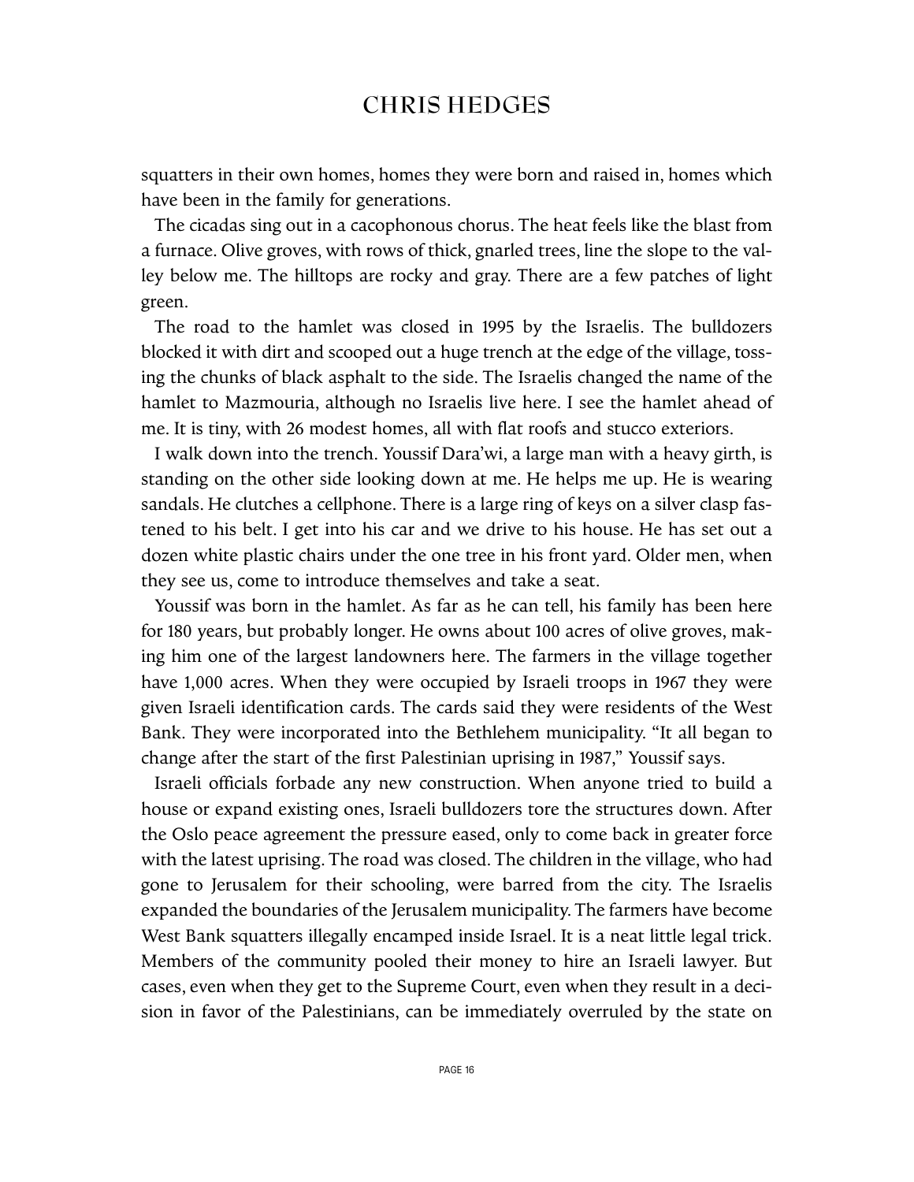squatters in their own homes, homes they were born and raised in, homes which have been in the family for generations.

The cicadas sing out in a cacophonous chorus. The heat feels like the blast from a furnace. Olive groves, with rows of thick, gnarled trees, line the slope to the valley below me. The hilltops are rocky and gray. There are a few patches of light green.

The road to the hamlet was closed in 1995 by the Israelis. The bulldozers blocked it with dirt and scooped out a huge trench at the edge of the village, tossing the chunks of black asphalt to the side. The Israelis changed the name of the hamlet to Mazmouria, although no Israelis live here. I see the hamlet ahead of me. It is tiny, with 26 modest homes, all with flat roofs and stucco exteriors.

I walk down into the trench. Youssif Dara'wi, a large man with a heavy girth, is standing on the other side looking down at me. He helps me up. He is wearing sandals. He clutches a cellphone. There is a large ring of keys on a silver clasp fastened to his belt. I get into his car and we drive to his house. He has set out a dozen white plastic chairs under the one tree in his front yard. Older men, when they see us, come to introduce themselves and take a seat.

Youssif was born in the hamlet. As far as he can tell, his family has been here for 180 years, but probably longer. He owns about 100 acres of olive groves, making him one of the largest landowners here. The farmers in the village together have 1,000 acres. When they were occupied by Israeli troops in 1967 they were given Israeli identification cards. The cards said they were residents of the West Bank. They were incorporated into the Bethlehem municipality. "It all began to change after the start of the first Palestinian uprising in 1987," Youssif says.

Israeli officials forbade any new construction. When anyone tried to build a house or expand existing ones, Israeli bulldozers tore the structures down. After the Oslo peace agreement the pressure eased, only to come back in greater force with the latest uprising. The road was closed. The children in the village, who had gone to Jerusalem for their schooling, were barred from the city. The Israelis expanded the boundaries of the Jerusalem municipality. The farmers have become West Bank squatters illegally encamped inside Israel. It is a neat little legal trick. Members of the community pooled their money to hire an Israeli lawyer. But cases, even when they get to the Supreme Court, even when they result in a decision in favor of the Palestinians, can be immediately overruled by the state on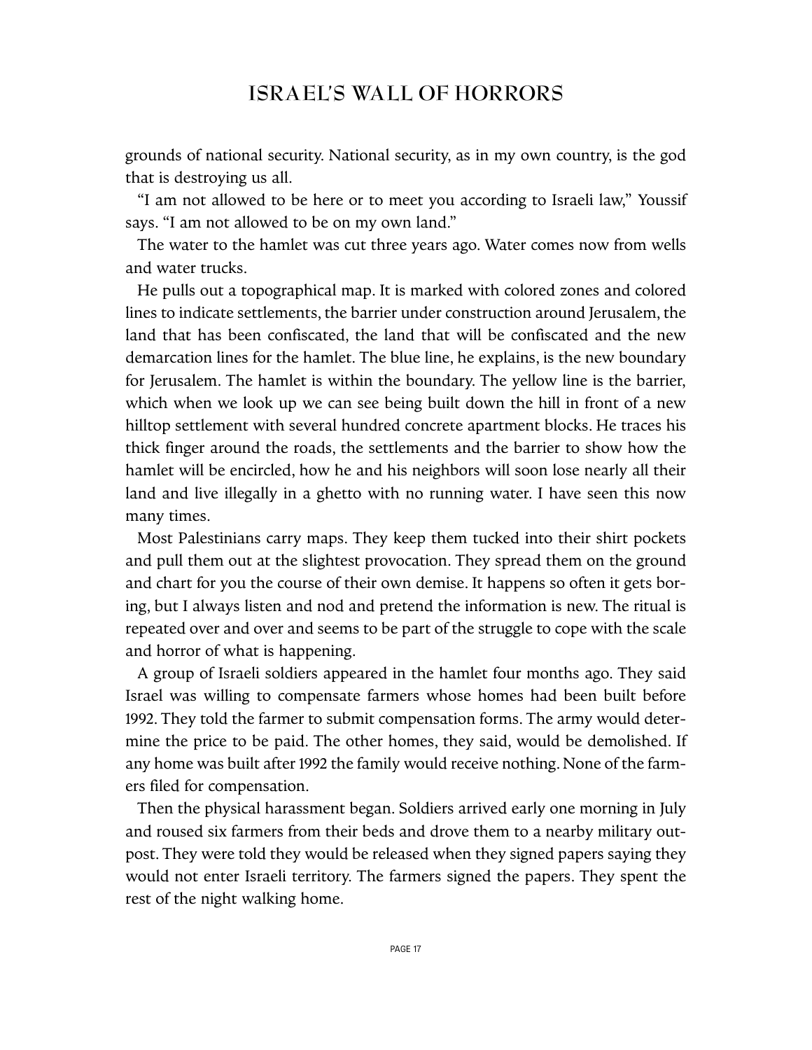grounds of national security. National security, as in my own country, is the god that is destroying us all.

"I am not allowed to be here or to meet you according to Israeli law," Youssif says. "I am not allowed to be on my own land."

The water to the hamlet was cut three years ago. Water comes now from wells and water trucks.

He pulls out a topographical map. It is marked with colored zones and colored lines to indicate settlements, the barrier under construction around Jerusalem, the land that has been confiscated, the land that will be confiscated and the new demarcation lines for the hamlet. The blue line, he explains, is the new boundary for Jerusalem. The hamlet is within the boundary. The yellow line is the barrier, which when we look up we can see being built down the hill in front of a new hilltop settlement with several hundred concrete apartment blocks. He traces his thick finger around the roads, the settlements and the barrier to show how the hamlet will be encircled, how he and his neighbors will soon lose nearly all their land and live illegally in a ghetto with no running water. I have seen this now many times.

Most Palestinians carry maps. They keep them tucked into their shirt pockets and pull them out at the slightest provocation. They spread them on the ground and chart for you the course of their own demise. It happens so often it gets boring, but I always listen and nod and pretend the information is new. The ritual is repeated over and over and seems to be part of the struggle to cope with the scale and horror of what is happening.

A group of Israeli soldiers appeared in the hamlet four months ago. They said Israel was willing to compensate farmers whose homes had been built before 1992. They told the farmer to submit compensation forms. The army would determine the price to be paid. The other homes, they said, would be demolished. If any home was built after 1992 the family would receive nothing. None of the farmers filed for compensation.

Then the physical harassment began. Soldiers arrived early one morning in July and roused six farmers from their beds and drove them to a nearby military outpost. They were told they would be released when they signed papers saying they would not enter Israeli territory. The farmers signed the papers. They spent the rest of the night walking home.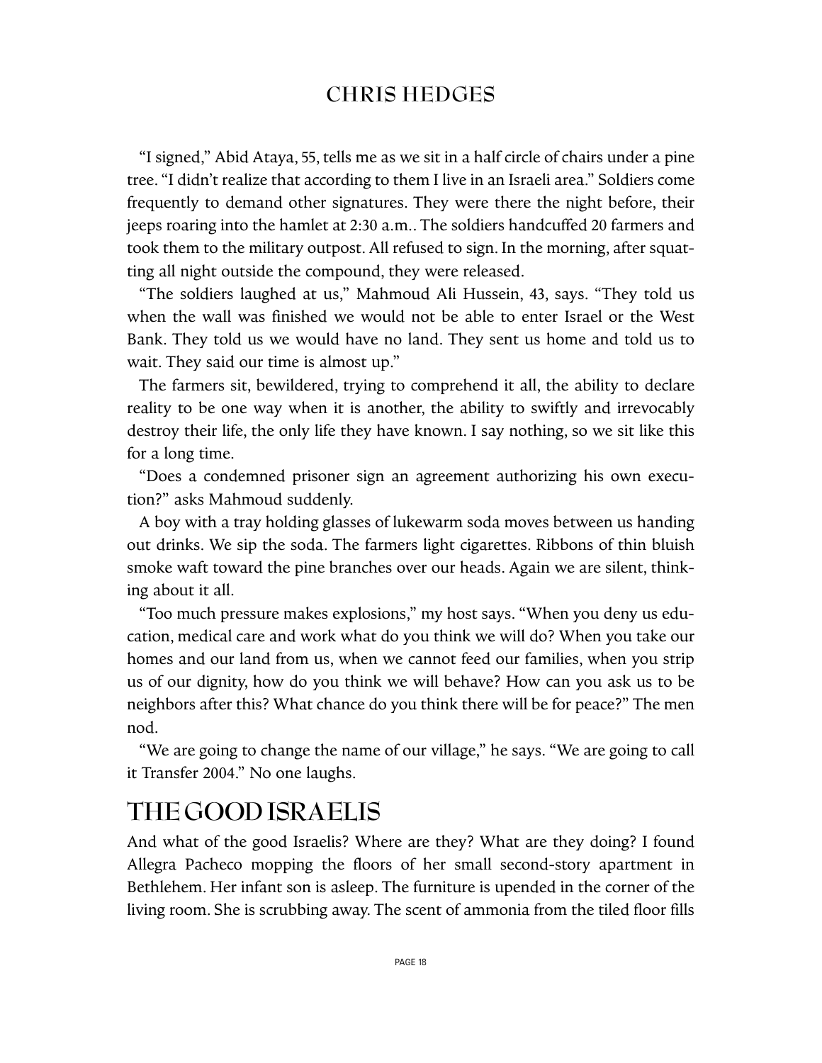"I signed," Abid Ataya, 55, tells me as we sit in a half circle of chairs under a pine tree. "I didn't realize that according to them I live in an Israeli area." Soldiers come frequently to demand other signatures. They were there the night before, their jeeps roaring into the hamlet at 2:30 a.m.. The soldiers handcuffed 20 farmers and took them to the military outpost. All refused to sign. In the morning, after squatting all night outside the compound, they were released.

"The soldiers laughed at us," Mahmoud Ali Hussein, 43, says. "They told us when the wall was finished we would not be able to enter Israel or the West Bank. They told us we would have no land. They sent us home and told us to wait. They said our time is almost up."

The farmers sit, bewildered, trying to comprehend it all, the ability to declare reality to be one way when it is another, the ability to swiftly and irrevocably destroy their life, the only life they have known. I say nothing, so we sit like this for a long time.

"Does a condemned prisoner sign an agreement authorizing his own execution?" asks Mahmoud suddenly.

A boy with a tray holding glasses of lukewarm soda moves between us handing out drinks. We sip the soda. The farmers light cigarettes. Ribbons of thin bluish smoke waft toward the pine branches over our heads. Again we are silent, thinking about it all.

"Too much pressure makes explosions," my host says. "When you deny us education, medical care and work what do you think we will do? When you take our homes and our land from us, when we cannot feed our families, when you strip us of our dignity, how do you think we will behave? How can you ask us to be neighbors after this? What chance do you think there will be for peace?" The men nod.

"We are going to change the name of our village," he says. "We are going to call it Transfer 2004." No one laughs.

## THE GOOD ISRAELIS

And what of the good Israelis? Where are they? What are they doing? I found Allegra Pacheco mopping the floors of her small second-story apartment in Bethlehem. Her infant son is asleep. The furniture is upended in the corner of the living room. She is scrubbing away. The scent of ammonia from the tiled floor fills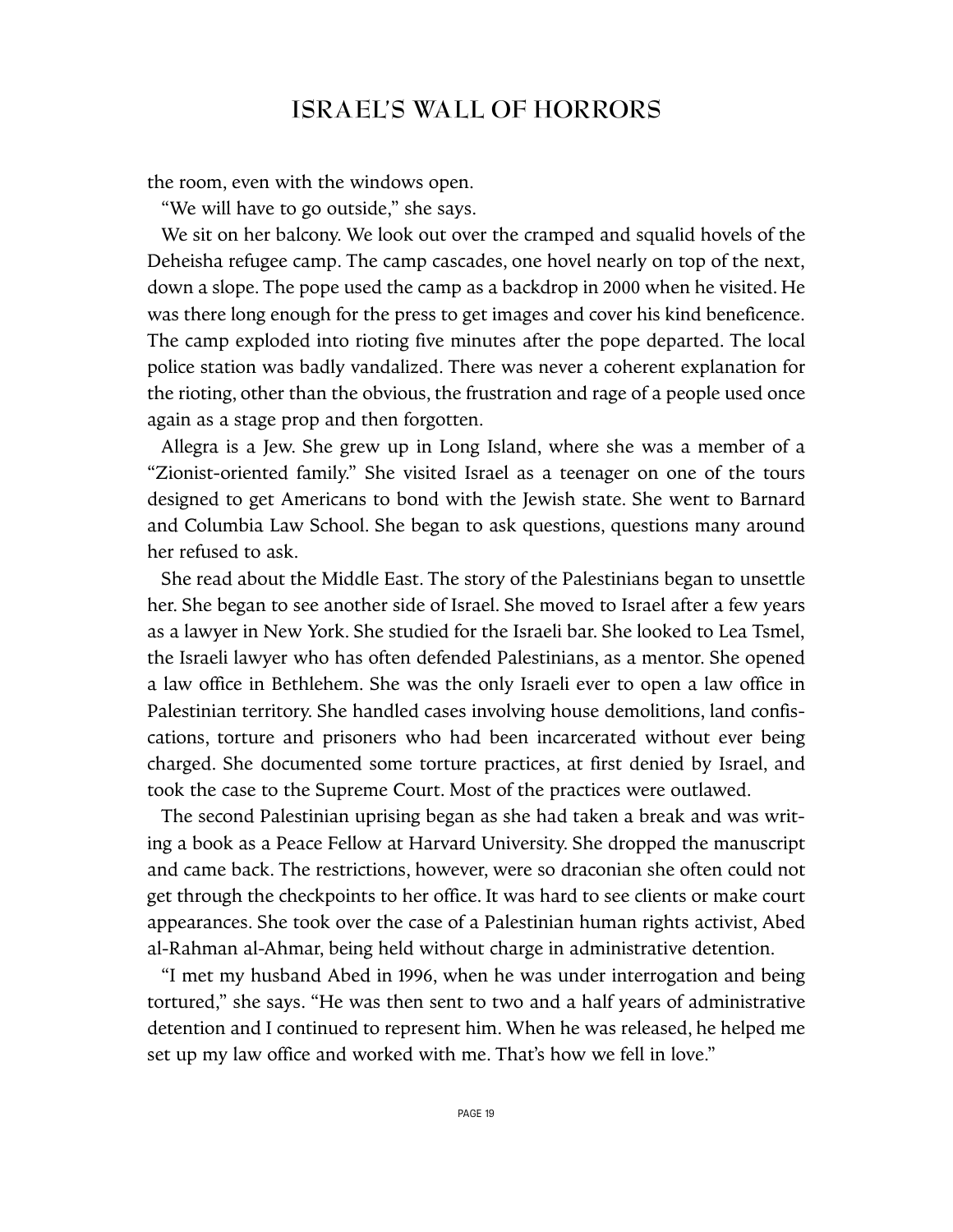the room, even with the windows open.

"We will have to go outside," she says.

We sit on her balcony. We look out over the cramped and squalid hovels of the Deheisha refugee camp. The camp cascades, one hovel nearly on top of the next, down a slope. The pope used the camp as a backdrop in 2000 when he visited. He was there long enough for the press to get images and cover his kind beneficence. The camp exploded into rioting five minutes after the pope departed. The local police station was badly vandalized. There was never a coherent explanation for the rioting, other than the obvious, the frustration and rage of a people used once again as a stage prop and then forgotten.

Allegra is a Jew. She grew up in Long Island, where she was a member of a "Zionist-oriented family." She visited Israel as a teenager on one of the tours designed to get Americans to bond with the Jewish state. She went to Barnard and Columbia Law School. She began to ask questions, questions many around her refused to ask.

She read about the Middle East. The story of the Palestinians began to unsettle her. She began to see another side of Israel. She moved to Israel after a few years as a lawyer in New York. She studied for the Israeli bar. She looked to Lea Tsmel, the Israeli lawyer who has often defended Palestinians, as a mentor. She opened a law office in Bethlehem. She was the only Israeli ever to open a law office in Palestinian territory. She handled cases involving house demolitions, land confiscations, torture and prisoners who had been incarcerated without ever being charged. She documented some torture practices, at first denied by Israel, and took the case to the Supreme Court. Most of the practices were outlawed.

The second Palestinian uprising began as she had taken a break and was writing a book as a Peace Fellow at Harvard University. She dropped the manuscript and came back. The restrictions, however, were so draconian she often could not get through the checkpoints to her office. It was hard to see clients or make court appearances. She took over the case of a Palestinian human rights activist, Abed al-Rahman al-Ahmar, being held without charge in administrative detention.

"I met my husband Abed in 1996, when he was under interrogation and being tortured," she says. "He was then sent to two and a half years of administrative detention and I continued to represent him. When he was released, he helped me set up my law office and worked with me. That's how we fell in love."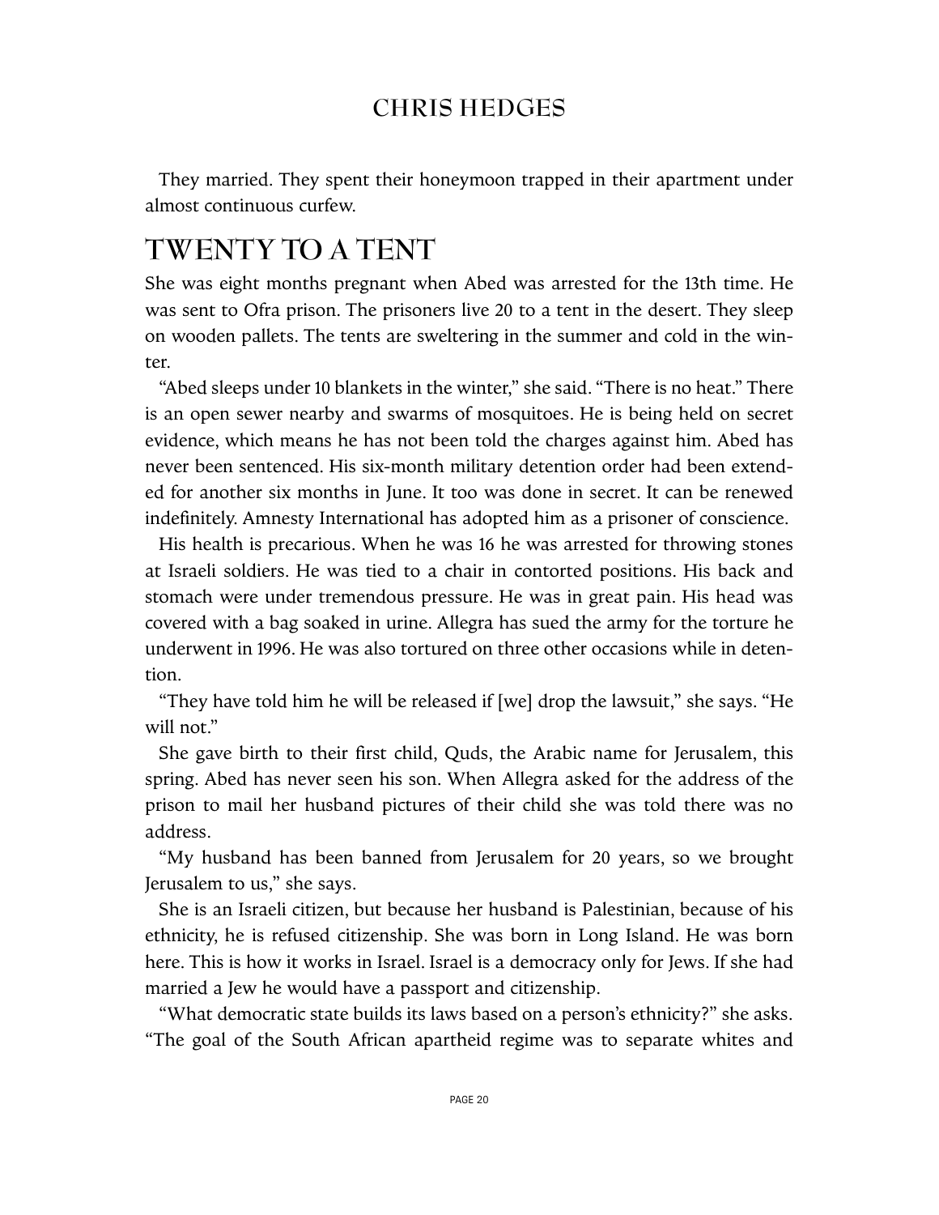They married. They spent their honeymoon trapped in their apartment under almost continuous curfew.

## TWENTY TO A TENT

She was eight months pregnant when Abed was arrested for the 13th time. He was sent to Ofra prison. The prisoners live 20 to a tent in the desert. They sleep on wooden pallets. The tents are sweltering in the summer and cold in the winter.

"Abed sleeps under 10 blankets in the winter," she said. "There is no heat." There is an open sewer nearby and swarms of mosquitoes. He is being held on secret evidence, which means he has not been told the charges against him. Abed has never been sentenced. His six-month military detention order had been extended for another six months in June. It too was done in secret. It can be renewed indefinitely. Amnesty International has adopted him as a prisoner of conscience.

His health is precarious. When he was 16 he was arrested for throwing stones at Israeli soldiers. He was tied to a chair in contorted positions. His back and stomach were under tremendous pressure. He was in great pain. His head was covered with a bag soaked in urine. Allegra has sued the army for the torture he underwent in 1996. He was also tortured on three other occasions while in detention.

"They have told him he will be released if [we] drop the lawsuit," she says. "He will not."

She gave birth to their first child, Quds, the Arabic name for Jerusalem, this spring. Abed has never seen his son. When Allegra asked for the address of the prison to mail her husband pictures of their child she was told there was no address.

"My husband has been banned from Jerusalem for 20 years, so we brought Jerusalem to us," she says.

She is an Israeli citizen, but because her husband is Palestinian, because of his ethnicity, he is refused citizenship. She was born in Long Island. He was born here. This is how it works in Israel. Israel is a democracy only for Jews. If she had married a Jew he would have a passport and citizenship.

"What democratic state builds its laws based on a person's ethnicity?" she asks. "The goal of the South African apartheid regime was to separate whites and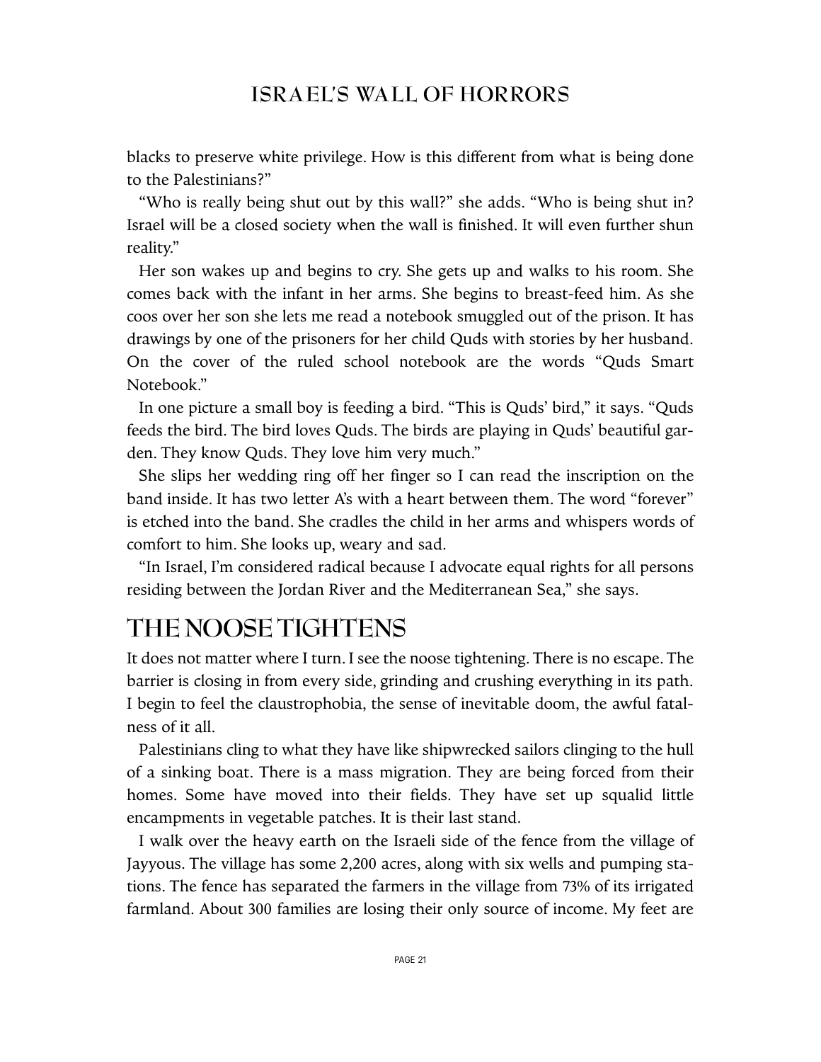blacks to preserve white privilege. How is this different from what is being done to the Palestinians?"

"Who is really being shut out by this wall?" she adds. "Who is being shut in? Israel will be a closed society when the wall is finished. It will even further shun reality."

Her son wakes up and begins to cry. She gets up and walks to his room. She comes back with the infant in her arms. She begins to breast-feed him. As she coos over her son she lets me read a notebook smuggled out of the prison. It has drawings by one of the prisoners for her child Quds with stories by her husband. On the cover of the ruled school notebook are the words "Quds Smart Notebook."

In one picture a small boy is feeding a bird. "This is Quds' bird," it says. "Quds feeds the bird. The bird loves Quds. The birds are playing in Quds' beautiful garden. They know Quds. They love him very much."

She slips her wedding ring off her finger so I can read the inscription on the band inside. It has two letter A's with a heart between them. The word "forever" is etched into the band. She cradles the child in her arms and whispers words of comfort to him. She looks up, weary and sad.

"In Israel, I'm considered radical because I advocate equal rights for all persons residing between the Jordan River and the Mediterranean Sea," she says.

## THE NOOSE TIGHTENS

It does not matter where I turn. I see the noose tightening. There is no escape. The barrier is closing in from every side, grinding and crushing everything in its path. I begin to feel the claustrophobia, the sense of inevitable doom, the awful fatalness of it all.

Palestinians cling to what they have like shipwrecked sailors clinging to the hull of a sinking boat. There is a mass migration. They are being forced from their homes. Some have moved into their fields. They have set up squalid little encampments in vegetable patches. It is their last stand.

I walk over the heavy earth on the Israeli side of the fence from the village of Jayyous. The village has some 2,200 acres, along with six wells and pumping stations. The fence has separated the farmers in the village from 73% of its irrigated farmland. About 300 families are losing their only source of income. My feet are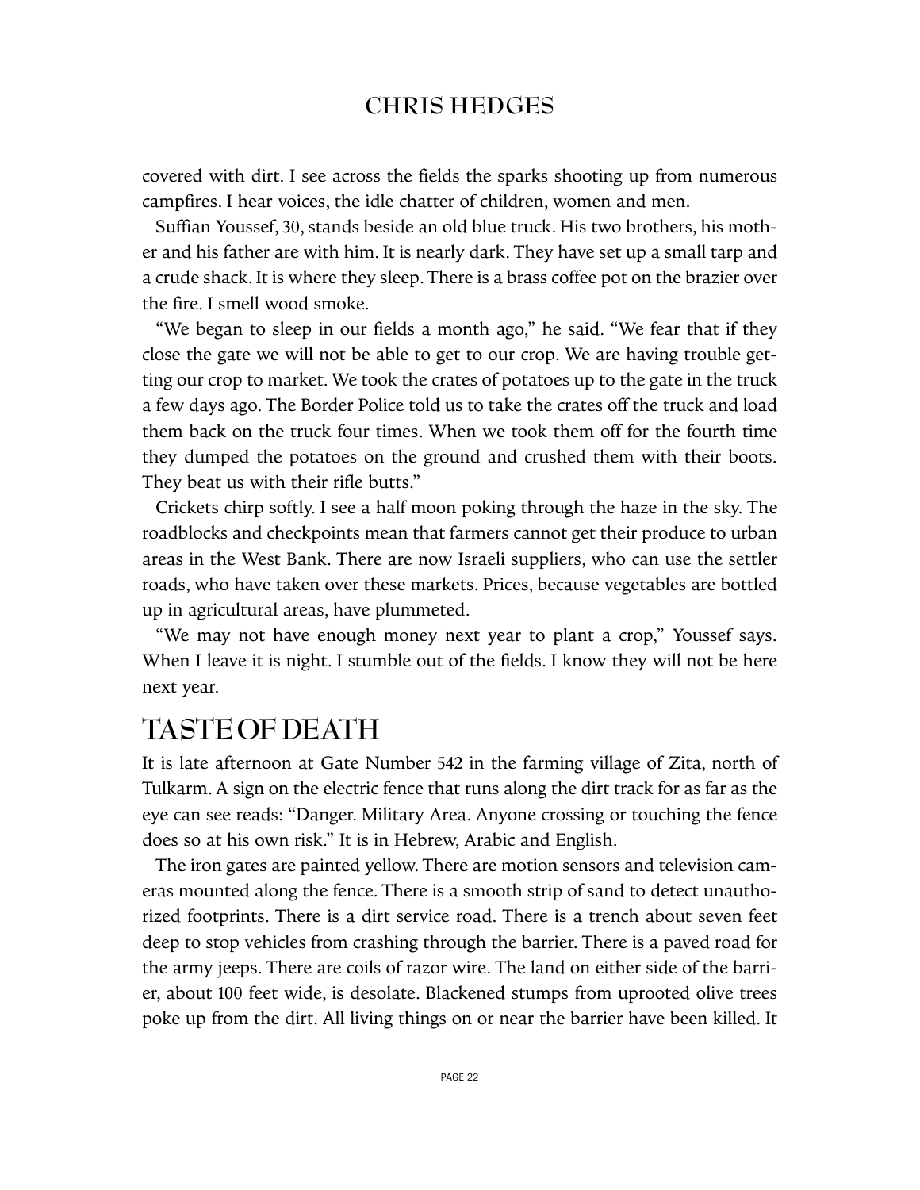covered with dirt. I see across the fields the sparks shooting up from numerous campfires. I hear voices, the idle chatter of children, women and men.

Suffian Youssef, 30, stands beside an old blue truck. His two brothers, his mother and his father are with him. It is nearly dark. They have set up a small tarp and a crude shack. It is where they sleep. There is a brass coffee pot on the brazier over the fire. I smell wood smoke.

"We began to sleep in our fields a month ago," he said. "We fear that if they close the gate we will not be able to get to our crop. We are having trouble getting our crop to market. We took the crates of potatoes up to the gate in the truck a few days ago. The Border Police told us to take the crates off the truck and load them back on the truck four times. When we took them off for the fourth time they dumped the potatoes on the ground and crushed them with their boots. They beat us with their rifle butts."

Crickets chirp softly. I see a half moon poking through the haze in the sky. The roadblocks and checkpoints mean that farmers cannot get their produce to urban areas in the West Bank. There are now Israeli suppliers, who can use the settler roads, who have taken over these markets. Prices, because vegetables are bottled up in agricultural areas, have plummeted.

"We may not have enough money next year to plant a crop," Youssef says. When I leave it is night. I stumble out of the fields. I know they will not be here next year.

## TASTE OF DEATH

It is late afternoon at Gate Number 542 in the farming village of Zita, north of Tulkarm. A sign on the electric fence that runs along the dirt track for as far as the eye can see reads: "Danger. Military Area. Anyone crossing or touching the fence does so at his own risk." It is in Hebrew, Arabic and English.

The iron gates are painted yellow. There are motion sensors and television cameras mounted along the fence. There is a smooth strip of sand to detect unauthorized footprints. There is a dirt service road. There is a trench about seven feet deep to stop vehicles from crashing through the barrier. There is a paved road for the army jeeps. There are coils of razor wire. The land on either side of the barrier, about 100 feet wide, is desolate. Blackened stumps from uprooted olive trees poke up from the dirt. All living things on or near the barrier have been killed. It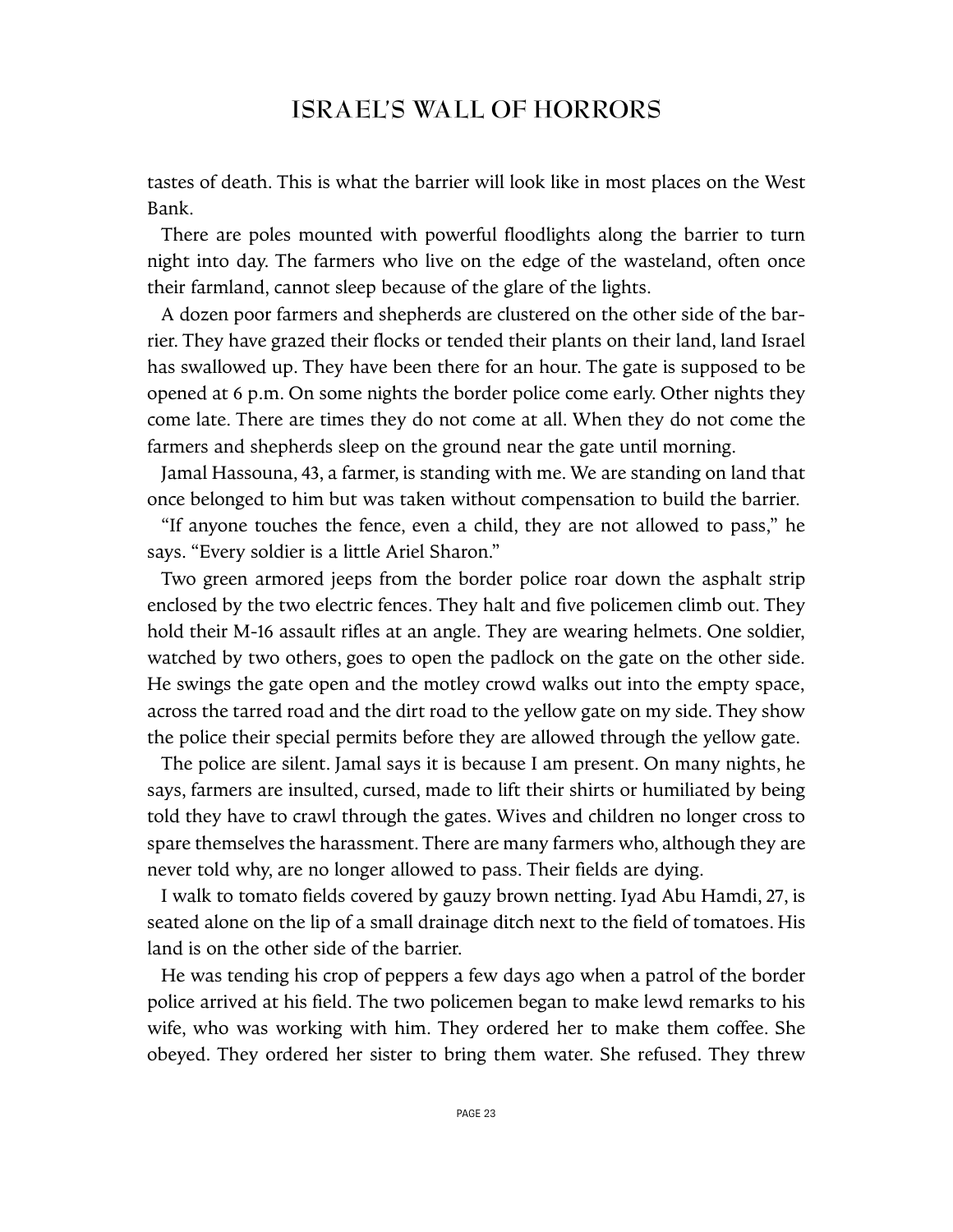tastes of death. This is what the barrier will look like in most places on the West Bank.

There are poles mounted with powerful floodlights along the barrier to turn night into day. The farmers who live on the edge of the wasteland, often once their farmland, cannot sleep because of the glare of the lights.

A dozen poor farmers and shepherds are clustered on the other side of the barrier. They have grazed their flocks or tended their plants on their land, land Israel has swallowed up. They have been there for an hour. The gate is supposed to be opened at 6 p.m. On some nights the border police come early. Other nights they come late. There are times they do not come at all. When they do not come the farmers and shepherds sleep on the ground near the gate until morning.

Jamal Hassouna, 43, a farmer, is standing with me. We are standing on land that once belonged to him but was taken without compensation to build the barrier.

"If anyone touches the fence, even a child, they are not allowed to pass," he says. "Every soldier is a little Ariel Sharon."

Two green armored jeeps from the border police roar down the asphalt strip enclosed by the two electric fences. They halt and five policemen climb out. They hold their M-16 assault rifles at an angle. They are wearing helmets. One soldier, watched by two others, goes to open the padlock on the gate on the other side. He swings the gate open and the motley crowd walks out into the empty space, across the tarred road and the dirt road to the yellow gate on my side. They show the police their special permits before they are allowed through the yellow gate.

The police are silent. Jamal says it is because I am present. On many nights, he says, farmers are insulted, cursed, made to lift their shirts or humiliated by being told they have to crawl through the gates. Wives and children no longer cross to spare themselves the harassment. There are many farmers who, although they are never told why, are no longer allowed to pass. Their fields are dying.

I walk to tomato fields covered by gauzy brown netting. Iyad Abu Hamdi, 27, is seated alone on the lip of a small drainage ditch next to the field of tomatoes. His land is on the other side of the barrier.

He was tending his crop of peppers a few days ago when a patrol of the border police arrived at his field. The two policemen began to make lewd remarks to his wife, who was working with him. They ordered her to make them coffee. She obeyed. They ordered her sister to bring them water. She refused. They threw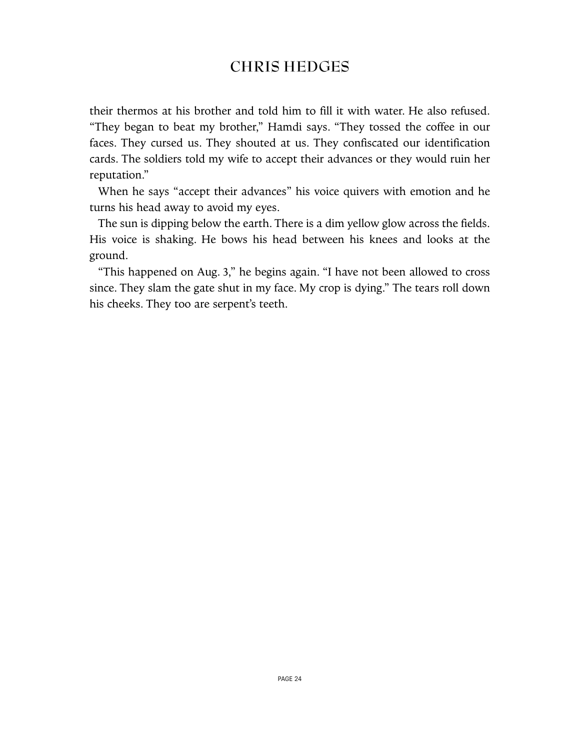their thermos at his brother and told him to fill it with water. He also refused. “They began to beat my brother,” Hamdi says. “They tossed the coffee in our faces. They cursed us. They shouted at us. They confiscated our identification cards. The soldiers told my wife to accept their advances or they would ruin her reputation.”

When he says “accept their advances” his voice quivers with emotion and he turns his head away to avoid my eyes.

The sun is dipping below the earth. There is a dim yellow glow across the fields. His voice is shaking. He bows his head between his knees and looks at the ground.

“This happened on Aug. 3,” he begins again. “I have not been allowed to cross since. They slam the gate shut in my face. My crop is dying.” The tears roll down his cheeks. They too are serpent’s teeth.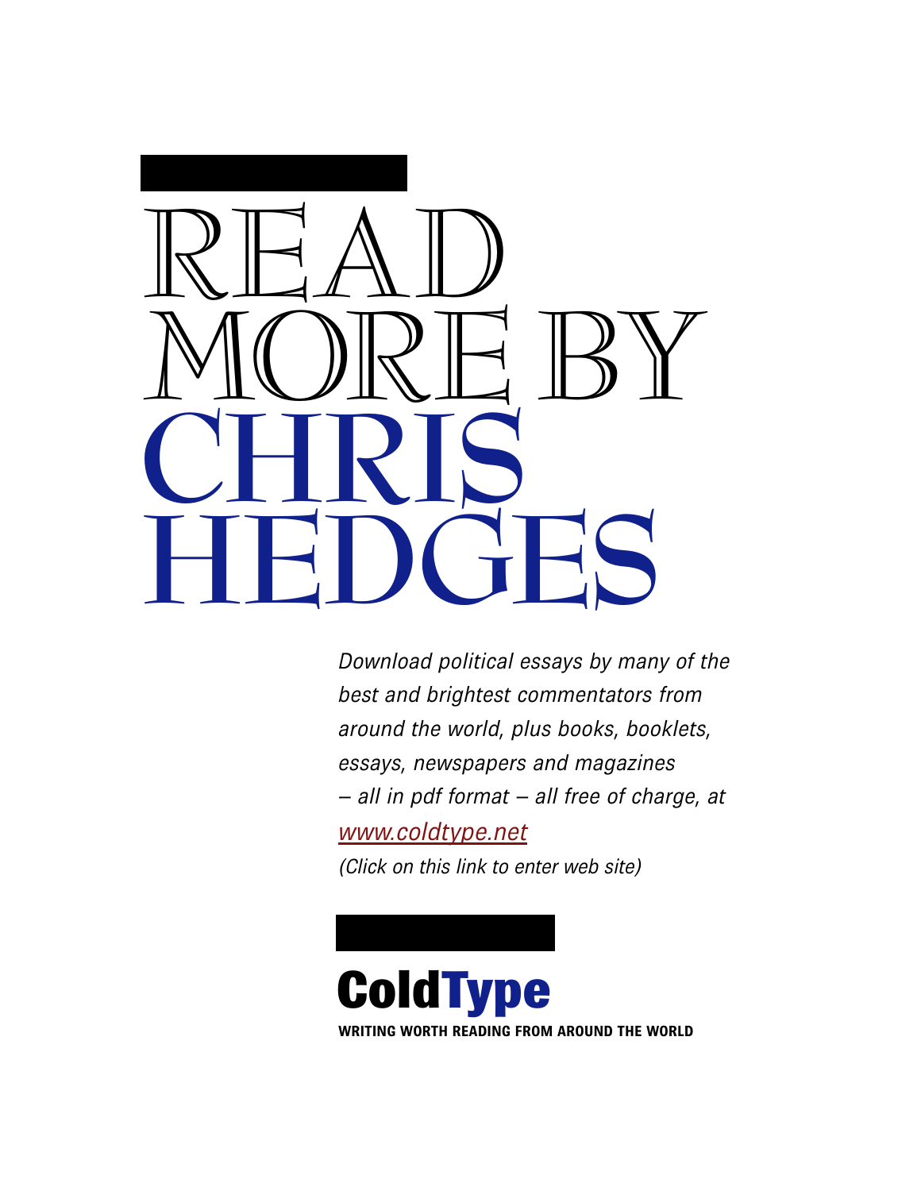# READ MORE BY CHRIS HEDGES

*Download political essays by many of the best and brightest commentators from around the world, plus books, booklets, essays, newspapers and magazines – all in pdf format – all free of charge, at [www.coldtype.net](http://www.coldtype.net)*

*(Click on this link to enter web site)*

**ColdType**

**WRITING WORTH READING FROM AROUND THE WORLD**